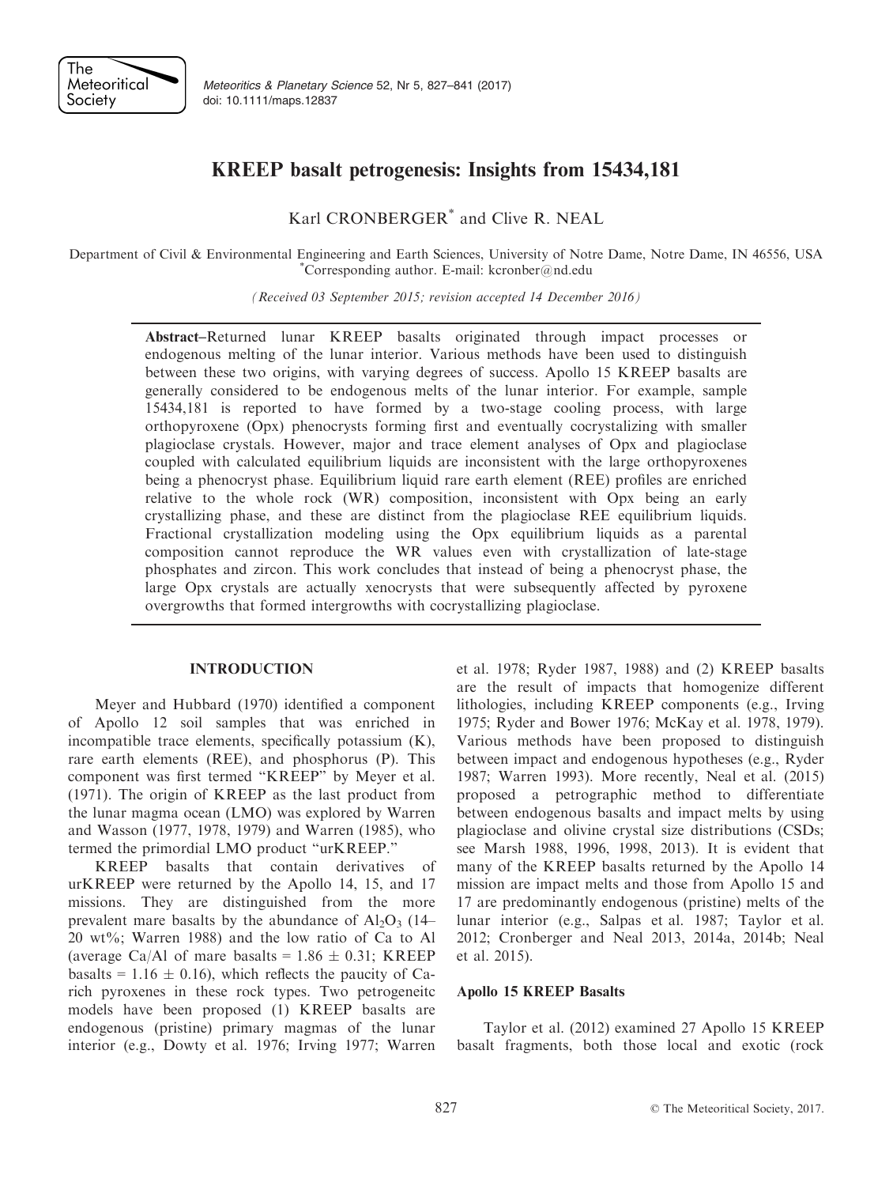# KREEP basalt petrogenesis: Insights from 15434,181

Karl CRONBERGER* and Clive R. NEAL

Department of Civil & Environmental Engineering and Earth Sciences, University of Notre Dame, Notre Dame, IN 46556, USA
*Corresponding author. E-mail: kcronber@nd.edu

*(Received 03 September 2015; revision accepted 14 December 2016)*

**Abstract**–Returned lunar KREEP basalts originated through impact processes or endogenous melting of the lunar interior. Various methods have been used to distinguish between these two origins, with varying degrees of success. Apollo 15 KREEP basalts are generally considered to be endogenous melts of the lunar interior. For example, sample 15434,181 is reported to have formed by a two-stage cooling process, with large orthopyroxene (Opx) phenocrysts forming first and eventually cocrystalizing with smaller plagioclase crystals. However, major and trace element analyses of Opx and plagioclase coupled with calculated equilibrium liquids are inconsistent with the large orthopyroxenes being a phenocryst phase. Equilibrium liquid rare earth element (REE) profiles are enriched relative to the whole rock (WR) composition, inconsistent with Opx being an early crystallizing phase, and these are distinct from the plagioclase REE equilibrium liquids. Fractional crystallization modeling using the Opx equilibrium liquids as a parental composition cannot reproduce the WR values even with crystallization of late-stage phosphates and zircon. This work concludes that instead of being a phenocryst phase, the large Opx crystals are actually xenocrysts that were subsequently affected by pyroxene overgrowths that formed intergrowths with cocrystallizing plagioclase.

## INTRODUCTION

Meyer and Hubbard (1970) identified a component of Apollo 12 soil samples that was enriched in incompatible trace elements, specifically potassium (K), rare earth elements (REE), and phosphorus (P). This component was first termed "KREEP" by Meyer et al. (1971). The origin of KREEP as the last product from the lunar magma ocean (LMO) was explored by Warren and Wasson (1977, 1978, 1979) and Warren (1985), who termed the primordial LMO product "urKREEP."

KREEP basalts that contain derivatives of urKREEP were returned by the Apollo 14, 15, and 17 missions. They are distinguished from the more prevalent mare basalts by the abundance of $Al_2O_3$ (14–20 wt%; Warren 1988) and the low ratio of Ca to Al (average Ca/Al of mare basalts = $1.86 \pm 0.31$; KREEP basalts = $1.16 \pm 0.16$), which reflects the paucity of Ca-rich pyroxenes in these rock types. Two petrogeneitc models have been proposed (1) KREEP basalts are endogenous (pristine) primary magmas of the lunar interior (e.g., Dowty et al. 1976; Irving 1977; Warren et al. 1978; Ryder 1987, 1988) and (2) KREEP basalts are the result of impacts that homogenize different lithologies, including KREEP components (e.g., Irving 1975; Ryder and Bower 1976; McKay et al. 1978, 1979). Various methods have been proposed to distinguish between impact and endogenous hypotheses (e.g., Ryder 1987; Warren 1993). More recently, Neal et al. (2015) proposed a petrographic method to differentiate between endogenous basalts and impact melts by using plagioclase and olivine crystal size distributions (CSDs; see Marsh 1988, 1996, 1998, 2013). It is evident that many of the KREEP basalts returned by the Apollo 14 mission are impact melts and those from Apollo 15 and 17 are predominantly endogenous (pristine) melts of the lunar interior (e.g., Salpas et al. 1987; Taylor et al. 2012; Cronberger and Neal 2013, 2014a, 2014b; Neal et al. 2015).

### Apollo 15 KREEP Basalts

Taylor et al. (2012) examined 27 Apollo 15 KREEP basalt fragments, both those local and exotic (rock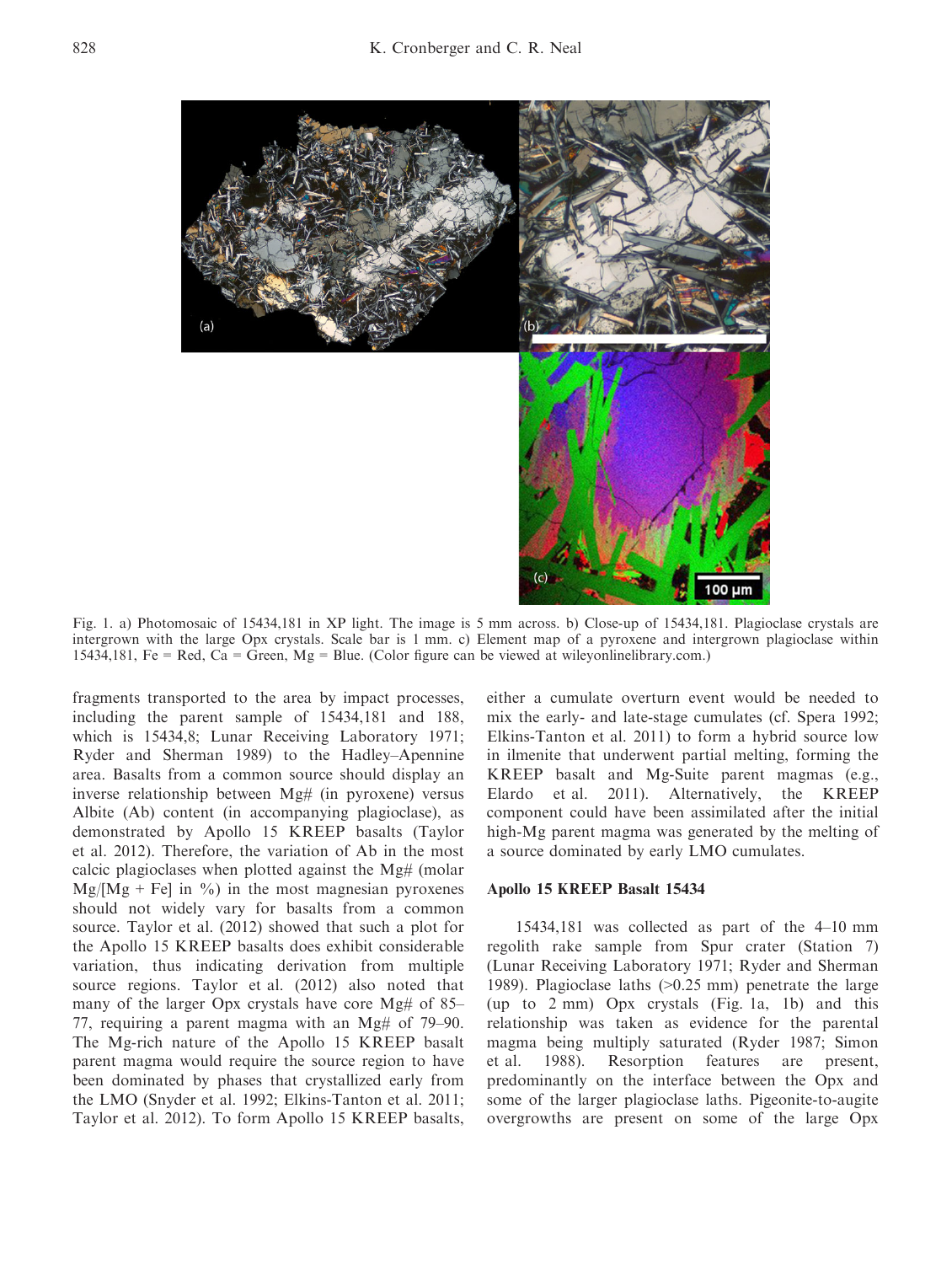Fig. 1. a) Photomosaic of 15434,181 in XP light. The image is 5 mm across. b) Close-up of 15434,181. Plagioclase crystals are intergrown with the large Opx crystals. Scale bar is 1 mm. c) Element map of a pyroxene and intergrown plagioclase within 15434,181, Fe = Red, Ca = Green, Mg = Blue. (Color figure can be viewed at wileyonlinelibrary.com.)

fragments transported to the area by impact processes, including the parent sample of 15434,181 and 188, which is 15434,8; Lunar Receiving Laboratory 1971; Ryder and Sherman 1989) to the Hadley–Apennine area. Basalts from a common source should display an inverse relationship between Mg# (in pyroxene) versus Albite (Ab) content (in accompanying plagioclase), as demonstrated by Apollo 15 KREEP basalts (Taylor et al. 2012). Therefore, the variation of Ab in the most calcic plagioclases when plotted against the Mg# (molar Mg/[Mg + Fe] in %) in the most magnesian pyroxenes should not widely vary for basalts from a common source. Taylor et al. (2012) showed that such a plot for the Apollo 15 KREEP basalts does exhibit considerable variation, thus indicating derivation from multiple source regions. Taylor et al. (2012) also noted that many of the larger Opx crystals have core Mg# of 85–77, requiring a parent magma with an Mg# of 79–90. The Mg-rich nature of the Apollo 15 KREEP basalt parent magma would require the source region to have been dominated by phases that crystallized early from the LMO (Snyder et al. 1992; Elkins-Tanton et al. 2011; Taylor et al. 2012). To form Apollo 15 KREEP basalts, either a cumulate overturn event would be needed to mix the early- and late-stage cumulates (cf. Spera 1992; Elkins-Tanton et al. 2011) to form a hybrid source low in ilmenite that underwent partial melting, forming the KREEP basalt and Mg-Suite parent magmas (e.g., Elardo et al. 2011). Alternatively, the KREEP component could have been assimilated after the initial high-Mg parent magma was generated by the melting of a source dominated by early LMO cumulates.

## Apollo 15 KREEP Basalt 15434

15434,181 was collected as part of the 4–10 mm regolith rake sample from Spur crater (Station 7) (Lunar Receiving Laboratory 1971; Ryder and Sherman 1989). Plagioclase laths (>0.25 mm) penetrate the large (up to 2 mm) Opx crystals (Fig. 1a, 1b) and this relationship was taken as evidence for the parental magma being multiply saturated (Ryder 1987; Simon et al. 1988). Resorption features are present, predominantly on the interface between the Opx and some of the larger plagioclase laths. Pigeonite-to-augite overgrowths are present on some of the large Opx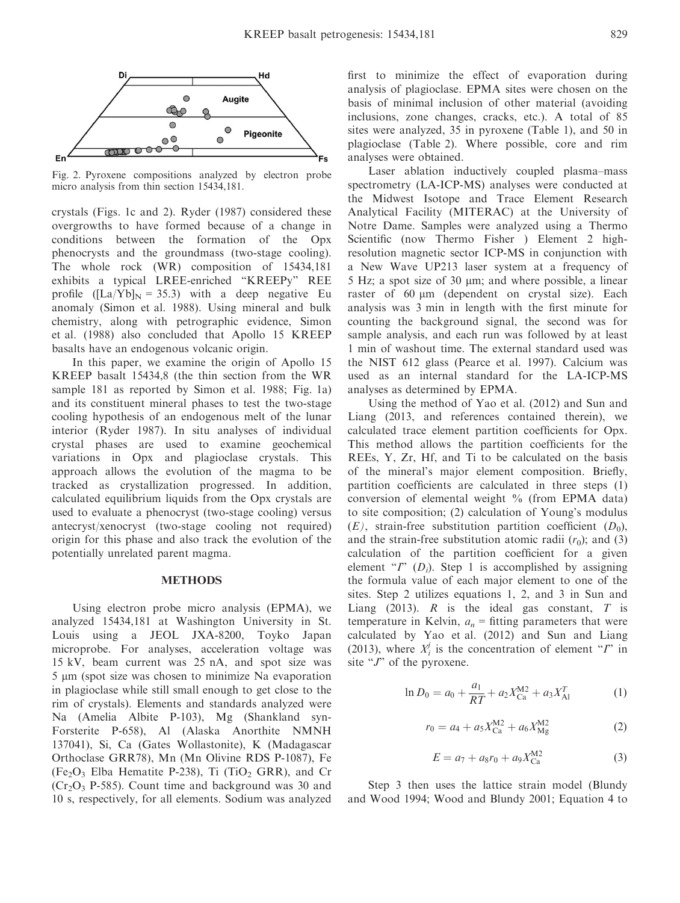Fig. 2. Pyroxene compositions analyzed by electron probe micro analysis from thin section 15434,181.

crystals (Figs. 1c and 2). Ryder (1987) considered these overgrowths to have formed because of a change in conditions between the formation of the Opx phenocrysts and the groundmass (two-stage cooling). The whole rock (WR) composition of 15434,181 exhibits a typical LREE-enriched "KREEPy" REE profile ($[La/Yb]_N = 35.3$) with a deep negative Eu anomaly (Simon et al. 1988). Using mineral and bulk chemistry, along with petrographic evidence, Simon et al. (1988) also concluded that Apollo 15 KREEP basalts have an endogenous volcanic origin.

In this paper, we examine the origin of Apollo 15 KREEP basalt 15434,8 (the thin section from the WR sample 181 as reported by Simon et al. 1988; Fig. 1a) and its constituent mineral phases to test the two-stage cooling hypothesis of an endogenous melt of the lunar interior (Ryder 1987). In situ analyses of individual crystal phases are used to examine geochemical variations in Opx and plagioclase crystals. This approach allows the evolution of the magma to be tracked as crystallization progressed. In addition, calculated equilibrium liquids from the Opx crystals are used to evaluate a phenocryst (two-stage cooling) versus antecryst/xenocryst (two-stage cooling not required) origin for this phase and also track the evolution of the potentially unrelated parent magma.

## METHODS

Using electron probe micro analysis (EPMA), we analyzed 15434,181 at Washington University in St. Louis using a JEOL JXA-8200, Toyko Japan microprobe. For analyses, acceleration voltage was 15 kV, beam current was 25 nA, and spot size was 5 μm (spot size was chosen to minimize Na evaporation in plagioclase while still small enough to get close to the rim of crystals). Elements and standards analyzed were Na (Amelia Albite P-103), Mg (Shankland syn-Forsterite P-658), Al (Alaska Anorthite NMNH 137041), Si, Ca (Gates Wollastonite), K (Madagascar Orthoclase GRR78), Mn (Mn Olivine RDS P-1087), Fe ($Fe_2O_3$ Elba Hematite P-238), Ti ($TiO_2$ GRR), and Cr ($Cr_2O_3$ P-585). Count time and background was 30 and 10 s, respectively, for all elements. Sodium was analyzed first to minimize the effect of evaporation during analysis of plagioclase. EPMA sites were chosen on the basis of minimal inclusion of other material (avoiding inclusions, zone changes, cracks, etc.). A total of 85 sites were analyzed, 35 in pyroxene (Table 1), and 50 in plagioclase (Table 2). Where possible, core and rim analyses were obtained.

Laser ablation inductively coupled plasma–mass spectrometry (LA-ICP-MS) analyses were conducted at the Midwest Isotope and Trace Element Research Analytical Facility (MITERAC) at the University of Notre Dame. Samples were analyzed using a Thermo Scientific (now Thermo Fisher ) Element 2 high-resolution magnetic sector ICP-MS in conjunction with a New Wave UP213 laser system at a frequency of 5 Hz; a spot size of 30 μm; and where possible, a linear raster of 60 μm (dependent on crystal size). Each analysis was 3 min in length with the first minute for counting the background signal, the second was for sample analysis, and each run was followed by at least 1 min of washout time. The external standard used was the NIST 612 glass (Pearce et al. 1997). Calcium was used as an internal standard for the LA-ICP-MS analyses as determined by EPMA.

Using the method of Yao et al. (2012) and Sun and Liang (2013, and references contained therein), we calculated trace element partition coefficients for Opx. This method allows the partition coefficients for the REEs, Y, Zr, Hf, and Ti to be calculated on the basis of the mineral's major element composition. Briefly, partition coefficients are calculated in three steps (1) conversion of elemental weight % (from EPMA data) to site composition; (2) calculation of Young's modulus ($E$), strain-free substitution partition coefficient ($D_0$), and the strain-free substitution atomic radii ($r_0$); and (3) calculation of the partition coefficient for a given element "$I$" ($D_i$). Step 1 is accomplished by assigning the formula value of each major element to one of the sites. Step 2 utilizes equations 1, 2, and 3 in Sun and Liang (2013). $R$ is the ideal gas constant, $T$ is temperature in Kelvin, $a_n$ = fitting parameters that were calculated by Yao et al. (2012) and Sun and Liang (2013), where $X_i^j$ is the concentration of element "$I$" in site "$J$" of the pyroxene.

$$\ln D_0 = a_0 + \frac{a_1}{RT} + a_2 X_{Ca}^{M2} + a_3 X_{Al}^{T} \tag{1}$$

$$r_0 = a_4 + a_5 X_{Ca}^{M2} + a_6 X_{Mg}^{M2} \tag{2}$$

$$E = a_7 + a_8 r_0 + a_9 X_{Ca}^{M2} \tag{3}$$

Step 3 then uses the lattice strain model (Blundy and Wood 1994; Wood and Blundy 2001; Equation 4 to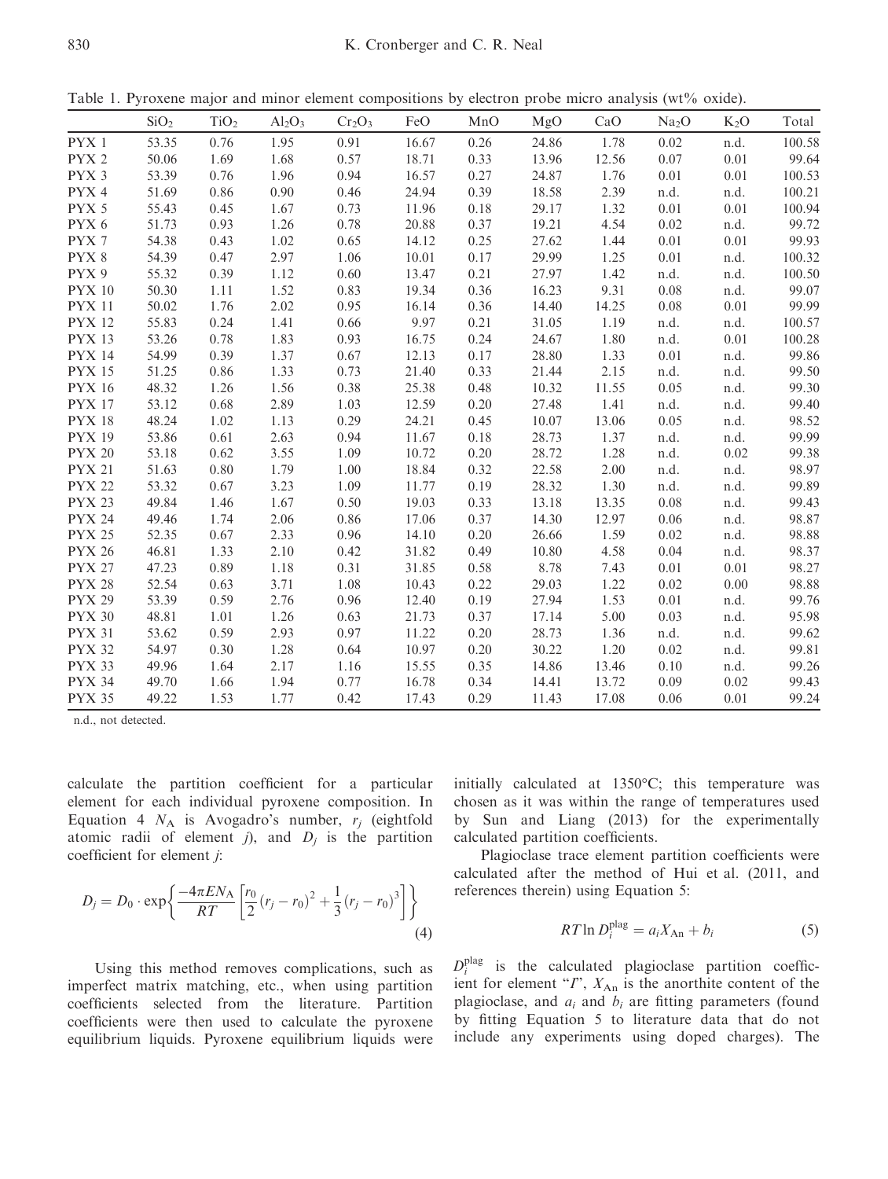Table 1. Pyroxene major and minor element compositions by electron probe micro analysis (wt% oxide).

| | $SiO_2$ | $TiO_2$ | $Al_2O_3$ | $Cr_2O_3$ | FeO | MnO | MgO | CaO | $Na_2O$ | $K_2O$ | Total |
|---|---|---|---|---|---|---|---|---|---|---|---|
| PYX 1 | 53.35 | 0.76 | 1.95 | 0.91 | 16.67 | 0.26 | 24.86 | 1.78 | 0.02 | n.d. | 100.58 |
| PYX 2 | 50.06 | 1.69 | 1.68 | 0.57 | 18.71 | 0.33 | 13.96 | 12.56 | 0.07 | 0.01 | 99.64 |
| PYX 3 | 53.39 | 0.76 | 1.96 | 0.94 | 16.57 | 0.27 | 24.87 | 1.76 | 0.01 | 0.01 | 100.53 |
| PYX 4 | 51.69 | 0.86 | 0.90 | 0.46 | 24.94 | 0.39 | 18.58 | 2.39 | n.d. | n.d. | 100.21 |
| PYX 5 | 55.43 | 0.45 | 1.67 | 0.73 | 11.96 | 0.18 | 29.17 | 1.32 | 0.01 | 0.01 | 100.94 |
| PYX 6 | 51.73 | 0.93 | 1.26 | 0.78 | 20.88 | 0.37 | 19.21 | 4.54 | 0.02 | n.d. | 99.72 |
| PYX 7 | 54.38 | 0.43 | 1.02 | 0.65 | 14.12 | 0.25 | 27.62 | 1.44 | 0.01 | 0.01 | 99.93 |
| PYX 8 | 54.39 | 0.47 | 2.97 | 1.06 | 10.01 | 0.17 | 29.99 | 1.25 | 0.01 | n.d. | 100.32 |
| PYX 9 | 55.32 | 0.39 | 1.12 | 0.60 | 13.47 | 0.21 | 27.97 | 1.42 | n.d. | n.d. | 100.50 |
| PYX 10 | 50.30 | 1.11 | 1.52 | 0.83 | 19.34 | 0.36 | 16.23 | 9.31 | 0.08 | n.d. | 99.07 |
| PYX 11 | 50.02 | 1.76 | 2.02 | 0.95 | 16.14 | 0.36 | 14.40 | 14.25 | 0.08 | 0.01 | 99.99 |
| PYX 12 | 55.83 | 0.24 | 1.41 | 0.66 | 9.97 | 0.21 | 31.05 | 1.19 | n.d. | n.d. | 100.57 |
| PYX 13 | 53.26 | 0.78 | 1.83 | 0.93 | 16.75 | 0.24 | 24.67 | 1.80 | n.d. | 0.01 | 100.28 |
| PYX 14 | 54.99 | 0.39 | 1.37 | 0.67 | 12.13 | 0.17 | 28.80 | 1.33 | 0.01 | n.d. | 99.86 |
| PYX 15 | 51.25 | 0.86 | 1.33 | 0.73 | 21.40 | 0.33 | 21.44 | 2.15 | n.d. | n.d. | 99.50 |
| PYX 16 | 48.32 | 1.26 | 1.56 | 0.38 | 25.38 | 0.48 | 10.32 | 11.55 | 0.05 | n.d. | 99.30 |
| PYX 17 | 53.12 | 0.68 | 2.89 | 1.03 | 12.59 | 0.20 | 27.48 | 1.41 | n.d. | n.d. | 99.40 |
| PYX 18 | 48.24 | 1.02 | 1.13 | 0.29 | 24.21 | 0.45 | 10.07 | 13.06 | 0.05 | n.d. | 98.52 |
| PYX 19 | 53.86 | 0.61 | 2.63 | 0.94 | 11.67 | 0.18 | 28.73 | 1.37 | n.d. | n.d. | 99.99 |
| PYX 20 | 53.18 | 0.62 | 3.55 | 1.09 | 10.72 | 0.20 | 28.72 | 1.28 | n.d. | 0.02 | 99.38 |
| PYX 21 | 51.63 | 0.80 | 1.79 | 1.00 | 18.84 | 0.32 | 22.58 | 2.00 | n.d. | n.d. | 98.97 |
| PYX 22 | 53.32 | 0.67 | 3.23 | 1.09 | 11.77 | 0.19 | 28.32 | 1.30 | n.d. | n.d. | 99.89 |
| PYX 23 | 49.84 | 1.46 | 1.67 | 0.50 | 19.03 | 0.33 | 13.18 | 13.35 | 0.08 | n.d. | 99.43 |
| PYX 24 | 49.46 | 1.74 | 2.06 | 0.86 | 17.06 | 0.37 | 14.30 | 12.97 | 0.06 | n.d. | 98.87 |
| PYX 25 | 52.35 | 0.67 | 2.33 | 0.96 | 14.10 | 0.20 | 26.66 | 1.59 | 0.02 | n.d. | 98.88 |
| PYX 26 | 46.81 | 1.33 | 2.10 | 0.42 | 31.82 | 0.49 | 10.80 | 4.58 | 0.04 | n.d. | 98.37 |
| PYX 27 | 47.23 | 0.89 | 1.18 | 0.31 | 31.85 | 0.58 | 8.78 | 7.43 | 0.01 | 0.01 | 98.27 |
| PYX 28 | 52.54 | 0.63 | 3.71 | 1.08 | 10.43 | 0.22 | 29.03 | 1.22 | 0.02 | 0.00 | 98.88 |
| PYX 29 | 53.39 | 0.59 | 2.76 | 0.96 | 12.40 | 0.19 | 27.94 | 1.53 | 0.01 | n.d. | 99.76 |
| PYX 30 | 48.81 | 1.01 | 1.26 | 0.63 | 21.73 | 0.37 | 17.14 | 5.00 | 0.03 | n.d. | 95.98 |
| PYX 31 | 53.62 | 0.59 | 2.93 | 0.97 | 11.22 | 0.20 | 28.73 | 1.36 | n.d. | n.d. | 99.62 |
| PYX 32 | 54.97 | 0.30 | 1.28 | 0.64 | 10.97 | 0.20 | 30.22 | 1.20 | 0.02 | n.d. | 99.81 |
| PYX 33 | 49.96 | 1.64 | 2.17 | 1.16 | 15.55 | 0.35 | 14.86 | 13.46 | 0.10 | n.d. | 99.26 |
| PYX 34 | 49.70 | 1.66 | 1.94 | 0.77 | 16.78 | 0.34 | 14.41 | 13.72 | 0.09 | 0.02 | 99.43 |
| PYX 35 | 49.22 | 1.53 | 1.77 | 0.42 | 17.43 | 0.29 | 11.43 | 17.08 | 0.06 | 0.01 | 99.24 |

n.d., not detected.

calculate the partition coefficient for a particular element for each individual pyroxene composition. In Equation 4 $N_A$ is Avogadro's number, $r_j$ (eightfold atomic radii of element $j$), and $D_j$ is the partition coefficient for element $j$:

$$D_j = D_0 \cdot \exp\left\{\frac{-4\pi E N_A}{RT}\left[\frac{r_0}{2}(r_j - r_0)^2 + \frac{1}{3}(r_j - r_0)^3\right]\right\} \tag{4}$$

Using this method removes complications, such as imperfect matrix matching, etc., when using partition coefficients selected from the literature. Partition coefficients were then used to calculate the pyroxene equilibrium liquids. Pyroxene equilibrium liquids were initially calculated at 1350°C; this temperature was chosen as it was within the range of temperatures used by Sun and Liang (2013) for the experimentally calculated partition coefficients.

Plagioclase trace element partition coefficients were calculated after the method of Hui et al. (2011, and references therein) using Equation 5:

$$RT \ln D_i^{\text{plag}} = a_i X_{\text{An}} + b_i \tag{5}$$

$D_i^{\text{plag}}$ is the calculated plagioclase partition coefficient for element "$I$", $X_{\text{An}}$ is the anorthite content of the plagioclase, and $a_i$ and $b_i$ are fitting parameters (found by fitting Equation 5 to literature data that do not include any experiments using doped charges). The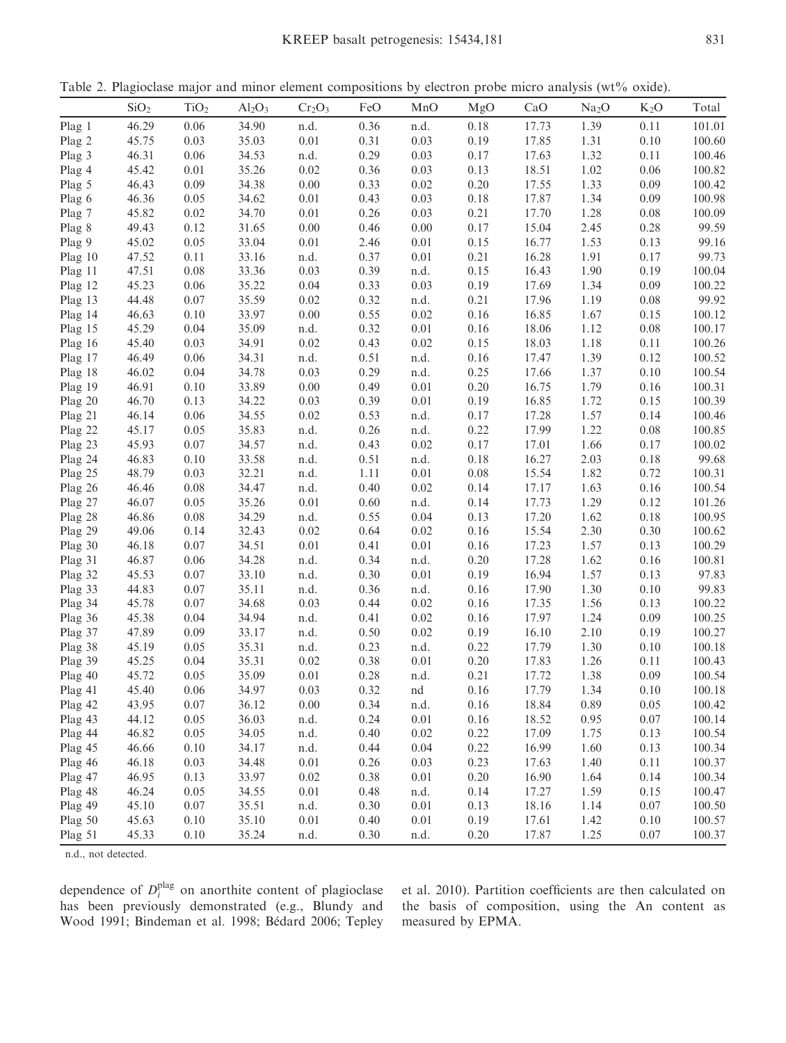Table 2. Plagioclase major and minor element compositions by electron probe micro analysis (wt% oxide).

| | $SiO_2$ | $TiO_2$ | $Al_2O_3$ | $Cr_2O_3$ | FeO | MnO | MgO | CaO | $Na_2O$ | $K_2O$ | Total |
|---|---|---|---|---|---|---|---|---|---|---|---|
| Plag 1 | 46.29 | 0.06 | 34.90 | n.d. | 0.36 | n.d. | 0.18 | 17.73 | 1.39 | 0.11 | 101.01 |
| Plag 2 | 45.75 | 0.03 | 35.03 | 0.01 | 0.31 | 0.03 | 0.19 | 17.85 | 1.31 | 0.10 | 100.60 |
| Plag 3 | 46.31 | 0.06 | 34.53 | n.d. | 0.29 | 0.03 | 0.17 | 17.63 | 1.32 | 0.11 | 100.46 |
| Plag 4 | 45.42 | 0.01 | 35.26 | 0.02 | 0.36 | 0.03 | 0.13 | 18.51 | 1.02 | 0.06 | 100.82 |
| Plag 5 | 46.43 | 0.09 | 34.38 | 0.00 | 0.33 | 0.02 | 0.20 | 17.55 | 1.33 | 0.09 | 100.42 |
| Plag 6 | 46.36 | 0.05 | 34.62 | 0.01 | 0.43 | 0.03 | 0.18 | 17.87 | 1.34 | 0.09 | 100.98 |
| Plag 7 | 45.82 | 0.02 | 34.70 | 0.01 | 0.26 | 0.03 | 0.21 | 17.70 | 1.28 | 0.08 | 100.09 |
| Plag 8 | 49.43 | 0.12 | 31.65 | 0.00 | 0.46 | 0.00 | 0.17 | 15.04 | 2.45 | 0.28 | 99.59 |
| Plag 9 | 45.02 | 0.05 | 33.04 | 0.01 | 2.46 | 0.01 | 0.15 | 16.77 | 1.53 | 0.13 | 99.16 |
| Plag 10 | 47.52 | 0.11 | 33.16 | n.d. | 0.37 | 0.01 | 0.21 | 16.28 | 1.91 | 0.17 | 99.73 |
| Plag 11 | 47.51 | 0.08 | 33.36 | 0.03 | 0.39 | n.d. | 0.15 | 16.43 | 1.90 | 0.19 | 100.04 |
| Plag 12 | 45.23 | 0.06 | 35.22 | 0.04 | 0.33 | 0.03 | 0.19 | 17.69 | 1.34 | 0.09 | 100.22 |
| Plag 13 | 44.48 | 0.07 | 35.59 | 0.02 | 0.32 | n.d. | 0.21 | 17.96 | 1.19 | 0.08 | 99.92 |
| Plag 14 | 46.63 | 0.10 | 33.97 | 0.00 | 0.55 | 0.02 | 0.16 | 16.85 | 1.67 | 0.15 | 100.12 |
| Plag 15 | 45.29 | 0.04 | 35.09 | n.d. | 0.32 | 0.01 | 0.16 | 18.06 | 1.12 | 0.08 | 100.17 |
| Plag 16 | 45.40 | 0.03 | 34.91 | 0.02 | 0.43 | 0.02 | 0.15 | 18.03 | 1.18 | 0.11 | 100.26 |
| Plag 17 | 46.49 | 0.06 | 34.31 | n.d. | 0.51 | n.d. | 0.16 | 17.47 | 1.39 | 0.12 | 100.52 |
| Plag 18 | 46.02 | 0.04 | 34.78 | 0.03 | 0.29 | n.d. | 0.25 | 17.66 | 1.37 | 0.10 | 100.54 |
| Plag 19 | 46.91 | 0.10 | 33.89 | 0.00 | 0.49 | 0.01 | 0.20 | 16.75 | 1.79 | 0.16 | 100.31 |
| Plag 20 | 46.70 | 0.13 | 34.22 | 0.03 | 0.39 | 0.01 | 0.19 | 16.85 | 1.72 | 0.15 | 100.39 |
| Plag 21 | 46.14 | 0.06 | 34.55 | 0.02 | 0.53 | n.d. | 0.17 | 17.28 | 1.57 | 0.14 | 100.46 |
| Plag 22 | 45.17 | 0.05 | 35.83 | n.d. | 0.26 | n.d. | 0.22 | 17.99 | 1.22 | 0.08 | 100.85 |
| Plag 23 | 45.93 | 0.07 | 34.57 | n.d. | 0.43 | 0.02 | 0.17 | 17.01 | 1.66 | 0.17 | 100.02 |
| Plag 24 | 46.83 | 0.10 | 33.58 | n.d. | 0.51 | n.d. | 0.18 | 16.27 | 2.03 | 0.18 | 99.68 |
| Plag 25 | 48.79 | 0.03 | 32.21 | n.d. | 1.11 | 0.01 | 0.08 | 15.54 | 1.82 | 0.72 | 100.31 |
| Plag 26 | 46.46 | 0.08 | 34.47 | n.d. | 0.40 | 0.02 | 0.14 | 17.17 | 1.63 | 0.16 | 100.54 |
| Plag 27 | 46.07 | 0.05 | 35.26 | 0.01 | 0.60 | n.d. | 0.14 | 17.73 | 1.29 | 0.12 | 101.26 |
| Plag 28 | 46.86 | 0.08 | 34.29 | n.d. | 0.55 | 0.04 | 0.13 | 17.20 | 1.62 | 0.18 | 100.95 |
| Plag 29 | 49.06 | 0.14 | 32.43 | 0.02 | 0.64 | 0.02 | 0.16 | 15.54 | 2.30 | 0.30 | 100.62 |
| Plag 30 | 46.18 | 0.07 | 34.51 | 0.01 | 0.41 | 0.01 | 0.16 | 17.23 | 1.57 | 0.13 | 100.29 |
| Plag 31 | 46.87 | 0.06 | 34.28 | n.d. | 0.34 | n.d. | 0.20 | 17.28 | 1.62 | 0.16 | 100.81 |
| Plag 32 | 45.53 | 0.07 | 33.10 | n.d. | 0.30 | 0.01 | 0.19 | 16.94 | 1.57 | 0.13 | 97.83 |
| Plag 33 | 44.83 | 0.07 | 35.11 | n.d. | 0.36 | n.d. | 0.16 | 17.90 | 1.30 | 0.10 | 99.83 |
| Plag 34 | 45.78 | 0.07 | 34.68 | 0.03 | 0.44 | 0.02 | 0.16 | 17.35 | 1.56 | 0.13 | 100.22 |
| Plag 36 | 45.38 | 0.04 | 34.94 | n.d. | 0.41 | 0.02 | 0.16 | 17.97 | 1.24 | 0.09 | 100.25 |
| Plag 37 | 47.89 | 0.09 | 33.17 | n.d. | 0.50 | 0.02 | 0.19 | 16.10 | 2.10 | 0.19 | 100.27 |
| Plag 38 | 45.19 | 0.05 | 35.31 | n.d. | 0.23 | n.d. | 0.22 | 17.79 | 1.30 | 0.10 | 100.18 |
| Plag 39 | 45.25 | 0.04 | 35.31 | 0.02 | 0.38 | 0.01 | 0.20 | 17.83 | 1.26 | 0.11 | 100.43 |
| Plag 40 | 45.72 | 0.05 | 35.09 | 0.01 | 0.28 | n.d. | 0.21 | 17.72 | 1.38 | 0.09 | 100.54 |
| Plag 41 | 45.40 | 0.06 | 34.97 | 0.03 | 0.32 | nd | 0.16 | 17.79 | 1.34 | 0.10 | 100.18 |
| Plag 42 | 43.95 | 0.07 | 36.12 | 0.00 | 0.34 | n.d. | 0.16 | 18.84 | 0.89 | 0.05 | 100.42 |
| Plag 43 | 44.12 | 0.05 | 36.03 | n.d. | 0.24 | 0.01 | 0.16 | 18.52 | 0.95 | 0.07 | 100.14 |
| Plag 44 | 46.82 | 0.05 | 34.05 | n.d. | 0.40 | 0.02 | 0.22 | 17.09 | 1.75 | 0.13 | 100.54 |
| Plag 45 | 46.66 | 0.10 | 34.17 | n.d. | 0.44 | 0.04 | 0.22 | 16.99 | 1.60 | 0.13 | 100.34 |
| Plag 46 | 46.18 | 0.03 | 34.48 | 0.01 | 0.26 | 0.03 | 0.23 | 17.63 | 1.40 | 0.11 | 100.37 |
| Plag 47 | 46.95 | 0.13 | 33.97 | 0.02 | 0.38 | 0.01 | 0.20 | 16.90 | 1.64 | 0.14 | 100.34 |
| Plag 48 | 46.24 | 0.05 | 34.55 | 0.01 | 0.48 | n.d. | 0.14 | 17.27 | 1.59 | 0.15 | 100.47 |
| Plag 49 | 45.10 | 0.07 | 35.51 | n.d. | 0.30 | 0.01 | 0.13 | 18.16 | 1.14 | 0.07 | 100.50 |
| Plag 50 | 45.63 | 0.10 | 35.10 | 0.01 | 0.40 | 0.01 | 0.19 | 17.61 | 1.42 | 0.10 | 100.57 |
| Plag 51 | 45.33 | 0.10 | 35.24 | n.d. | 0.30 | n.d. | 0.20 | 17.87 | 1.25 | 0.07 | 100.37 |

n.d., not detected.

dependence of $D_i^{plag}$ on anorthite content of plagioclase has been previously demonstrated (e.g., Blundy and Wood 1991; Bindeman et al. 1998; Bédard 2006; Tepley et al. 2010). Partition coefficients are then calculated on the basis of composition, using the An content as measured by EPMA.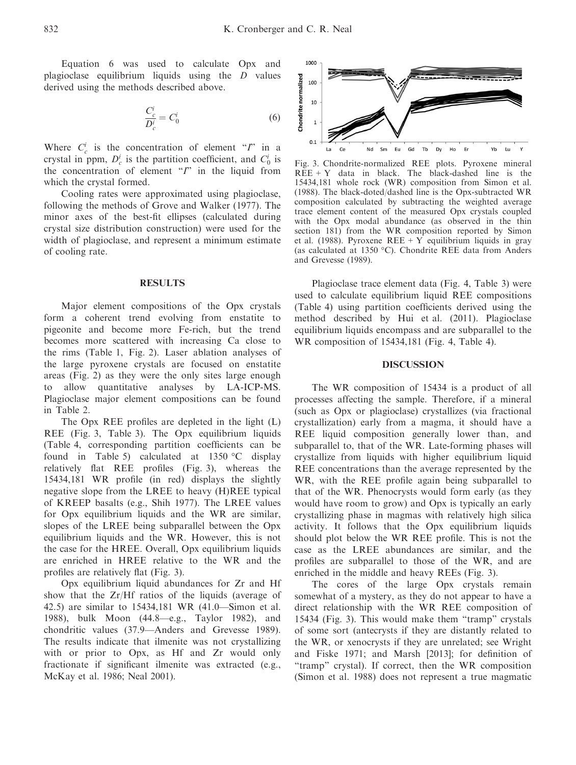Equation 6 was used to calculate Opx and plagioclase equilibrium liquids using the $D$ values derived using the methods described above.

$$\frac{C_c^i}{D_c^i} = C_0^i \qquad (6)$$

Where $C_c^i$ is the concentration of element "$I$" in a crystal in ppm, $D_c^i$ is the partition coefficient, and $C_0^i$ is the concentration of element "$I$" in the liquid from which the crystal formed.

Cooling rates were approximated using plagioclase, following the methods of Grove and Walker (1977). The minor axes of the best-fit ellipses (calculated during crystal size distribution construction) were used for the width of plagioclase, and represent a minimum estimate of cooling rate.

## RESULTS

Major element compositions of the Opx crystals form a coherent trend evolving from enstatite to pigeonite and become more Fe-rich, but the trend becomes more scattered with increasing Ca close to the rims (Table 1, Fig. 2). Laser ablation analyses of the large pyroxene crystals are focused on enstatite areas (Fig. 2) as they were the only sites large enough to allow quantitative analyses by LA-ICP-MS. Plagioclase major element compositions can be found in Table 2.

The Opx REE profiles are depleted in the light (L) REE (Fig. 3, Table 3). The Opx equilibrium liquids (Table 4, corresponding partition coefficients can be found in Table 5) calculated at 1350 °C display relatively flat REE profiles (Fig. 3), whereas the 15434,181 WR profile (in red) displays the slightly negative slope from the LREE to heavy (H)REE typical of KREEP basalts (e.g., Shih 1977). The LREE values for Opx equilibrium liquids and the WR are similar, slopes of the LREE being subparallel between the Opx equilibrium liquids and the WR. However, this is not the case for the HREE. Overall, Opx equilibrium liquids are enriched in HREE relative to the WR and the profiles are relatively flat (Fig. 3).

Opx equilibrium liquid abundances for Zr and Hf show that the Zr/Hf ratios of the liquids (average of 42.5) are similar to 15434,181 WR (41.0—Simon et al. 1988), bulk Moon (44.8—e.g., Taylor 1982), and chondritic values (37.9—Anders and Grevesse 1989). The results indicate that ilmenite was not crystallizing with or prior to Opx, as Hf and Zr would only fractionate if significant ilmenite was extracted (e.g., McKay et al. 1986; Neal 2001).

Fig. 3. Chondrite-normalized REE plots. Pyroxene mineral REE + Y data in black. The black-dashed line is the 15434,181 whole rock (WR) composition from Simon et al. (1988). The black-doted/dashed line is the Opx-subtracted WR composition calculated by subtracting the weighted average trace element content of the measured Opx crystals coupled with the Opx modal abundance (as observed in the thin section 181) from the WR composition reported by Simon et al. (1988). Pyroxene REE + Y equilibrium liquids in gray (as calculated at 1350 °C). Chondrite REE data from Anders and Grevesse (1989).

Plagioclase trace element data (Fig. 4, Table 3) were used to calculate equilibrium liquid REE compositions (Table 4) using partition coefficients derived using the method described by Hui et al. (2011). Plagioclase equilibrium liquids encompass and are subparallel to the WR composition of 15434,181 (Fig. 4, Table 4).

## DISCUSSION

The WR composition of 15434 is a product of all processes affecting the sample. Therefore, if a mineral (such as Opx or plagioclase) crystallizes (via fractional crystallization) early from a magma, it should have a REE liquid composition generally lower than, and subparallel to, that of the WR. Late-forming phases will crystallize from liquids with higher equilibrium liquid REE concentrations than the average represented by the WR, with the REE profile again being subparallel to that of the WR. Phenocrysts would form early (as they would have room to grow) and Opx is typically an early crystallizing phase in magmas with relatively high silica activity. It follows that the Opx equilibrium liquids should plot below the WR REE profile. This is not the case as the LREE abundances are similar, and the profiles are subparallel to those of the WR, and are enriched in the middle and heavy REEs (Fig. 3).

The cores of the large Opx crystals remain somewhat of a mystery, as they do not appear to have a direct relationship with the WR REE composition of 15434 (Fig. 3). This would make them "tramp" crystals of some sort (antecrysts if they are distantly related to the WR, or xenocrysts if they are unrelated; see Wright and Fiske 1971; and Marsh [2013]; for definition of "tramp" crystal). If correct, then the WR composition (Simon et al. 1988) does not represent a true magmatic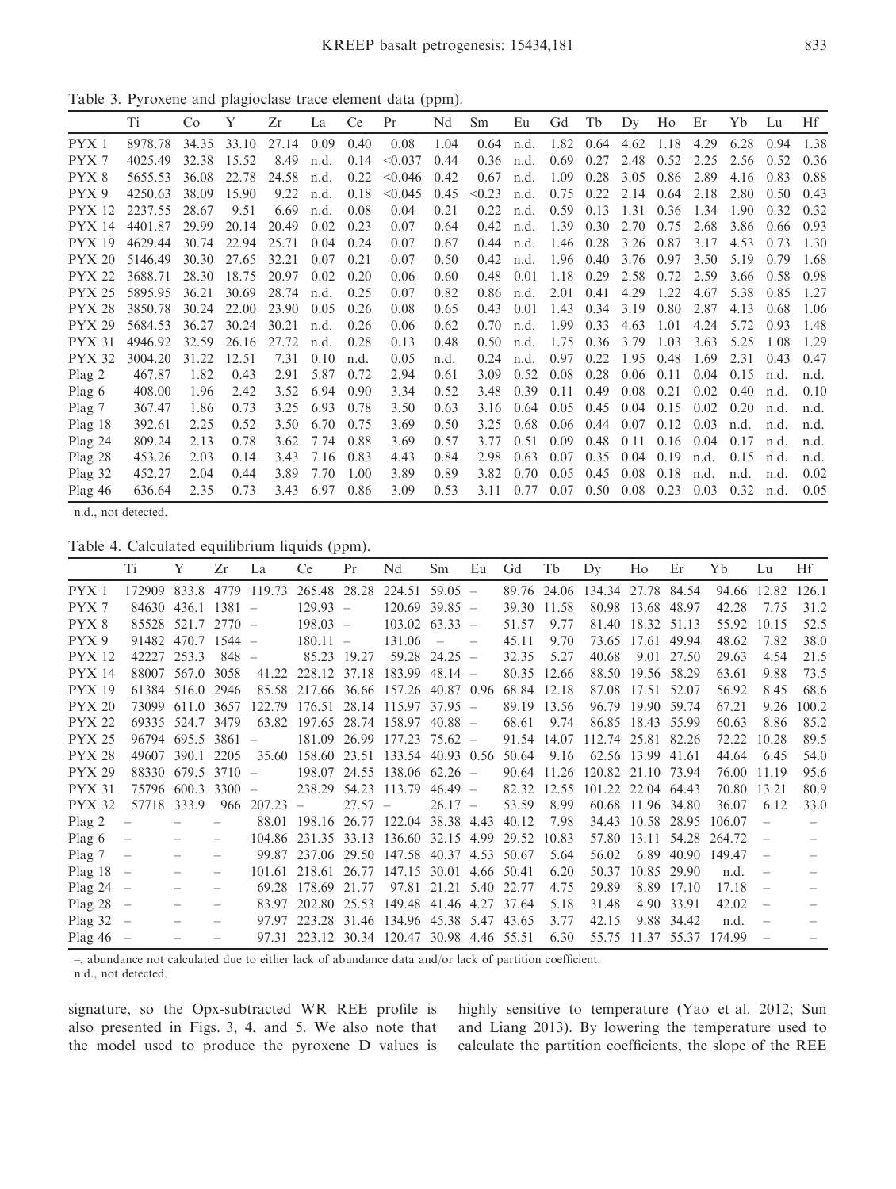Table 3. Pyroxene and plagioclase trace element data (ppm).

| | Ti | Co | Y | Zr | La | Ce | Pr | Nd | Sm | Eu | Gd | Tb | Dy | Ho | Er | Yb | Lu | Hf |
|---|---|---|---|---|---|---|---|---|---|---|---|---|---|---|---|---|---|---|
| PYX 1 | 8978.78 | 34.35 | 33.10 | 27.14 | 0.09 | 0.40 | 0.08 | 1.04 | 0.64 | n.d. | 1.82 | 0.64 | 4.62 | 1.18 | 4.29 | 6.28 | 0.94 | 1.38 |
| PYX 7 | 4025.49 | 32.38 | 15.52 | 8.49 | n.d. | 0.14 | <0.037 | 0.44 | 0.36 | n.d. | 0.69 | 0.27 | 2.48 | 0.52 | 2.25 | 2.56 | 0.52 | 0.36 |
| PYX 8 | 5655.53 | 36.08 | 22.78 | 24.58 | n.d. | 0.22 | <0.046 | 0.42 | 0.67 | n.d. | 1.09 | 0.28 | 3.05 | 0.86 | 2.89 | 4.16 | 0.83 | 0.88 |
| PYX 9 | 4250.63 | 38.09 | 15.90 | 9.22 | n.d. | 0.18 | <0.045 | 0.45 | <0.23 | n.d. | 0.75 | 0.22 | 2.14 | 0.64 | 2.18 | 2.80 | 0.50 | 0.43 |
| PYX 12 | 2237.55 | 28.67 | 9.51 | 6.69 | n.d. | 0.08 | 0.04 | 0.21 | 0.22 | n.d. | 0.59 | 0.13 | 1.31 | 0.36 | 1.34 | 1.90 | 0.32 | 0.32 |
| PYX 14 | 4401.87 | 29.99 | 20.14 | 20.49 | 0.02 | 0.23 | 0.07 | 0.64 | 0.42 | n.d. | 1.39 | 0.30 | 2.70 | 0.75 | 2.68 | 3.86 | 0.66 | 0.93 |
| PYX 19 | 4629.44 | 30.74 | 22.94 | 25.71 | 0.04 | 0.24 | 0.07 | 0.67 | 0.44 | n.d. | 1.46 | 0.28 | 3.26 | 0.87 | 3.17 | 4.53 | 0.73 | 1.30 |
| PYX 20 | 5146.49 | 30.30 | 27.65 | 32.21 | 0.07 | 0.21 | 0.07 | 0.50 | 0.42 | n.d. | 1.96 | 0.40 | 3.76 | 0.97 | 3.50 | 5.19 | 0.79 | 1.68 |
| PYX 22 | 3688.71 | 28.30 | 18.75 | 20.97 | 0.02 | 0.20 | 0.06 | 0.60 | 0.48 | 0.01 | 1.18 | 0.29 | 2.58 | 0.72 | 2.59 | 3.66 | 0.58 | 0.98 |
| PYX 25 | 5895.95 | 36.21 | 30.69 | 28.74 | n.d. | 0.25 | 0.07 | 0.82 | 0.86 | n.d. | 2.01 | 0.41 | 4.29 | 1.22 | 4.67 | 5.38 | 0.85 | 1.27 |
| PYX 28 | 3850.78 | 30.24 | 22.00 | 23.90 | 0.05 | 0.26 | 0.08 | 0.65 | 0.43 | 0.01 | 1.43 | 0.34 | 3.19 | 0.80 | 2.87 | 4.13 | 0.68 | 1.06 |
| PYX 29 | 5684.53 | 36.27 | 30.24 | 30.21 | n.d. | 0.26 | 0.06 | 0.62 | 0.70 | n.d. | 1.99 | 0.33 | 4.63 | 1.01 | 4.24 | 5.72 | 0.93 | 1.48 |
| PYX 31 | 4946.92 | 32.59 | 26.16 | 27.72 | n.d. | 0.28 | 0.13 | 0.48 | 0.50 | n.d. | 1.75 | 0.36 | 3.79 | 1.03 | 3.63 | 5.25 | 1.08 | 1.29 |
| PYX 32 | 3004.20 | 31.22 | 12.51 | 7.31 | 0.10 | n.d. | 0.05 | n.d. | 0.24 | n.d. | 0.97 | 0.22 | 1.95 | 0.48 | 1.69 | 2.31 | 0.43 | 0.47 |
| Plag 2 | 467.87 | 1.82 | 0.43 | 2.91 | 5.87 | 0.72 | 2.94 | 0.61 | 3.09 | 0.52 | 0.08 | 0.28 | 0.06 | 0.11 | 0.04 | 0.15 | n.d. | n.d. |
| Plag 6 | 408.00 | 1.96 | 2.42 | 3.52 | 6.94 | 0.90 | 3.34 | 0.52 | 3.48 | 0.39 | 0.11 | 0.49 | 0.08 | 0.21 | 0.02 | 0.40 | n.d. | 0.10 |
| Plag 7 | 367.47 | 1.86 | 0.73 | 3.25 | 6.93 | 0.78 | 3.50 | 0.63 | 3.16 | 0.64 | 0.05 | 0.45 | 0.04 | 0.15 | 0.02 | 0.20 | n.d. | n.d. |
| Plag 18 | 392.61 | 2.25 | 0.52 | 3.50 | 6.70 | 0.75 | 3.69 | 0.50 | 3.25 | 0.68 | 0.06 | 0.44 | 0.07 | 0.12 | 0.03 | n.d. | n.d. | n.d. |
| Plag 24 | 809.24 | 2.13 | 0.78 | 3.62 | 7.74 | 0.88 | 3.69 | 0.57 | 3.77 | 0.51 | 0.09 | 0.48 | 0.11 | 0.16 | 0.04 | 0.17 | n.d. | n.d. |
| Plag 28 | 453.26 | 2.03 | 0.14 | 3.43 | 7.16 | 0.83 | 4.43 | 0.84 | 2.98 | 0.63 | 0.07 | 0.35 | 0.04 | 0.19 | n.d. | 0.15 | n.d. | n.d. |
| Plag 32 | 452.27 | 2.04 | 0.44 | 3.89 | 7.70 | 1.00 | 3.89 | 0.89 | 3.82 | 0.70 | 0.05 | 0.45 | 0.08 | 0.18 | n.d. | n.d. | n.d. | 0.02 |
| Plag 46 | 636.64 | 2.35 | 0.73 | 3.43 | 6.97 | 0.86 | 3.09 | 0.53 | 3.11 | 0.77 | 0.07 | 0.50 | 0.08 | 0.23 | 0.03 | 0.32 | n.d. | 0.05 |

n.d., not detected.

Table 4. Calculated equilibrium liquids (ppm).

| | Ti | Y | Zr | La | Ce | Pr | Nd | Sm | Eu | Gd | Tb | Dy | Ho | Er | Yb | Lu | Hf |
|---|---|---|---|---|---|---|---|---|---|---|---|---|---|---|---|---|---|
| PYX 1 | 172909 | 833.8 | 4779 | 119.73 | 265.48 | 28.28 | 224.51 | 59.05 | – | 89.76 | 24.06 | 134.34 | 27.78 | 84.54 | 94.66 | 12.82 | 126.1 |
| PYX 7 | 84630 | 436.1 | 1381 | – | 129.93 | – | 120.69 | 39.85 | – | 39.30 | 11.58 | 80.98 | 13.68 | 48.97 | 42.28 | 7.75 | 31.2 |
| PYX 8 | 85528 | 521.7 | 2770 | – | 198.03 | – | 103.02 | 63.33 | – | 51.57 | 9.77 | 81.40 | 18.32 | 51.13 | 55.92 | 10.15 | 52.5 |
| PYX 9 | 91482 | 470.7 | 1544 | – | 180.11 | – | 131.06 | – | – | 45.11 | 9.70 | 73.65 | 17.61 | 49.94 | 48.62 | 7.82 | 38.0 |
| PYX 12 | 42227 | 253.3 | 848 | – | 85.23 | 19.27 | 59.28 | 24.25 | – | 32.35 | 5.27 | 40.68 | 9.01 | 27.50 | 29.63 | 4.54 | 21.5 |
| PYX 14 | 88007 | 567.0 | 3058 | 41.22 | 228.12 | 37.18 | 183.99 | 48.14 | – | 80.35 | 12.66 | 88.50 | 19.56 | 58.29 | 63.61 | 9.88 | 73.5 |
| PYX 19 | 61384 | 516.0 | 2946 | 85.58 | 217.66 | 36.66 | 157.26 | 40.87 | 0.96 | 68.84 | 12.18 | 87.08 | 17.51 | 52.07 | 56.92 | 8.45 | 68.6 |
| PYX 20 | 73099 | 611.0 | 3657 | 122.79 | 176.51 | 28.14 | 115.97 | 37.95 | – | 89.19 | 13.56 | 96.79 | 19.90 | 59.74 | 67.21 | 9.26 | 100.2 |
| PYX 22 | 69335 | 524.7 | 3479 | 63.82 | 197.65 | 28.74 | 158.97 | 40.88 | – | 68.61 | 9.74 | 86.85 | 18.43 | 55.99 | 60.63 | 8.86 | 85.2 |
| PYX 25 | 96794 | 695.5 | 3861 | – | 181.09 | 26.99 | 177.23 | 75.62 | – | 91.54 | 14.07 | 112.74 | 25.81 | 82.26 | 72.22 | 10.28 | 89.5 |
| PYX 28 | 49607 | 390.1 | 2205 | 35.60 | 158.60 | 23.51 | 133.54 | 40.93 | 0.56 | 50.64 | 9.16 | 62.56 | 13.99 | 41.61 | 44.64 | 6.45 | 54.0 |
| PYX 29 | 88330 | 679.5 | 3710 | – | 198.07 | 24.55 | 138.06 | 62.26 | – | 90.64 | 11.26 | 120.82 | 21.10 | 73.94 | 76.00 | 11.19 | 95.6 |
| PYX 31 | 75796 | 600.3 | 3300 | – | 238.29 | 54.23 | 113.79 | 46.49 | – | 82.32 | 12.55 | 101.22 | 22.04 | 64.43 | 70.80 | 13.21 | 80.9 |
| PYX 32 | 57718 | 333.9 | 966 | 207.23 | – | 27.57 | – | 26.17 | – | 53.59 | 8.99 | 60.68 | 11.96 | 34.80 | 36.07 | 6.12 | 33.0 |
| Plag 2 | – | – | – | 88.01 | 198.16 | 26.77 | 122.04 | 38.38 | 4.43 | 40.12 | 7.98 | 34.43 | 10.58 | 28.95 | 106.07 | – | – |
| Plag 6 | – | – | – | 104.86 | 231.35 | 33.13 | 136.60 | 32.15 | 4.99 | 29.52 | 10.83 | 57.80 | 13.11 | 54.28 | 264.72 | – | – |
| Plag 7 | – | – | – | 99.87 | 237.06 | 29.50 | 147.58 | 40.37 | 4.53 | 50.67 | 5.64 | 56.02 | 6.89 | 40.90 | 149.47 | – | – |
| Plag 18 | – | – | – | 101.61 | 218.61 | 26.77 | 147.15 | 30.01 | 4.66 | 50.41 | 6.20 | 50.37 | 10.85 | 29.90 | n.d. | – | – |
| Plag 24 | – | – | – | 69.28 | 178.69 | 21.77 | 97.81 | 21.21 | 5.40 | 22.77 | 4.75 | 29.89 | 8.89 | 17.10 | 17.18 | – | – |
| Plag 28 | – | – | – | 83.97 | 202.80 | 25.53 | 149.48 | 41.46 | 4.27 | 37.64 | 5.18 | 31.48 | 4.90 | 33.91 | 42.02 | – | – |
| Plag 32 | – | – | – | 97.97 | 223.28 | 31.46 | 134.96 | 45.38 | 5.47 | 43.65 | 3.77 | 42.15 | 9.88 | 34.42 | n.d. | – | – |
| Plag 46 | – | – | – | 97.31 | 223.12 | 30.34 | 120.47 | 30.98 | 4.46 | 55.51 | 6.30 | 55.75 | 11.37 | 55.37 | 174.99 | – | – |

–, abundance not calculated due to either lack of abundance data and/or lack of partition coefficient.
n.d., not detected.

signature, so the Opx-subtracted WR REE profile is also presented in Figs. 3, 4, and 5. We also note that the model used to produce the pyroxene D values is highly sensitive to temperature (Yao et al. 2012; Sun and Liang 2013). By lowering the temperature used to calculate the partition coefficients, the slope of the REE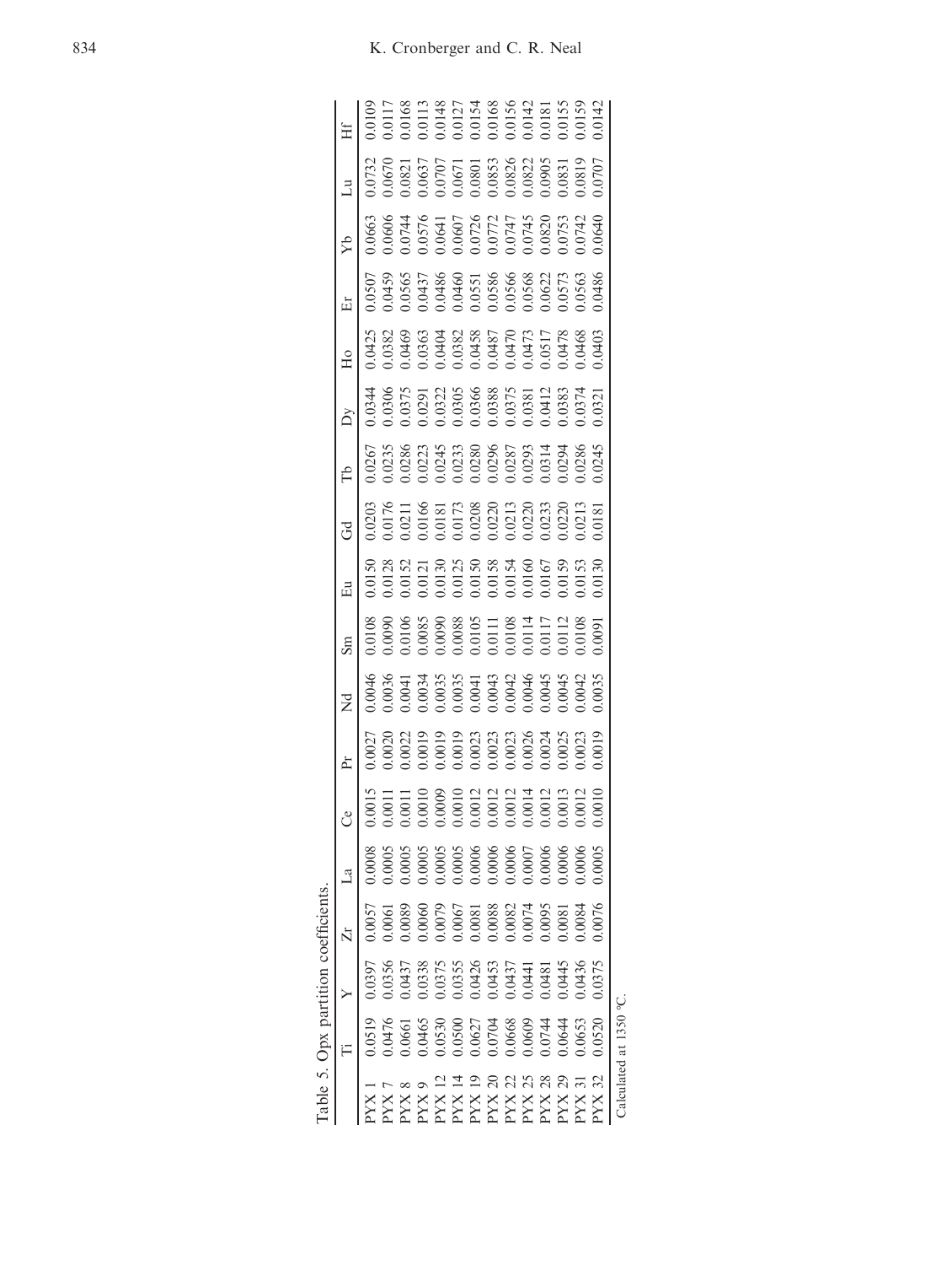Table 5. Opx partition coefficients.

| | Ti | Y | Zr | La | Ce | Pr | Nd | Sm | Eu | Gd | Tb | Dy | Ho | Er | Yb | Lu | Hf |
|---|---|---|---|---|---|---|---|---|---|---|---|---|---|---|---|---|---|
| PYX 1 | 0.0519 | 0.0397 | 0.0057 | 0.0008 | 0.0015 | 0.0027 | 0.0046 | 0.0108 | 0.0150 | 0.0203 | 0.0267 | 0.0344 | 0.0425 | 0.0507 | 0.0663 | 0.0732 | 0.0109 |
| PYX 7 | 0.0476 | 0.0356 | 0.0061 | 0.0005 | 0.0011 | 0.0020 | 0.0036 | 0.0090 | 0.0128 | 0.0176 | 0.0235 | 0.0306 | 0.0382 | 0.0459 | 0.0606 | 0.0670 | 0.0117 |
| PYX 8 | 0.0661 | 0.0437 | 0.0089 | 0.0005 | 0.0011 | 0.0022 | 0.0041 | 0.0106 | 0.0152 | 0.0211 | 0.0286 | 0.0375 | 0.0469 | 0.0565 | 0.0744 | 0.0821 | 0.0168 |
| PYX 9 | 0.0465 | 0.0338 | 0.0060 | 0.0005 | 0.0010 | 0.0019 | 0.0034 | 0.0085 | 0.0121 | 0.0166 | 0.0223 | 0.0291 | 0.0363 | 0.0437 | 0.0576 | 0.0637 | 0.0113 |
| PYX 12 | 0.0530 | 0.0375 | 0.0079 | 0.0005 | 0.0009 | 0.0019 | 0.0035 | 0.0090 | 0.0130 | 0.0181 | 0.0245 | 0.0322 | 0.0404 | 0.0486 | 0.0641 | 0.0707 | 0.0148 |
| PYX 14 | 0.0500 | 0.0355 | 0.0067 | 0.0005 | 0.0010 | 0.0019 | 0.0035 | 0.0088 | 0.0125 | 0.0173 | 0.0233 | 0.0305 | 0.0382 | 0.0460 | 0.0607 | 0.0671 | 0.0127 |
| PYX 19 | 0.0627 | 0.0426 | 0.0081 | 0.0006 | 0.0012 | 0.0023 | 0.0041 | 0.0105 | 0.0150 | 0.0208 | 0.0280 | 0.0366 | 0.0458 | 0.0551 | 0.0726 | 0.0801 | 0.0154 |
| PYX 20 | 0.0704 | 0.0453 | 0.0088 | 0.0006 | 0.0012 | 0.0023 | 0.0043 | 0.0111 | 0.0158 | 0.0220 | 0.0296 | 0.0388 | 0.0487 | 0.0586 | 0.0772 | 0.0853 | 0.0168 |
| PYX 22 | 0.0668 | 0.0437 | 0.0082 | 0.0006 | 0.0012 | 0.0023 | 0.0042 | 0.0108 | 0.0154 | 0.0213 | 0.0287 | 0.0375 | 0.0470 | 0.0566 | 0.0747 | 0.0826 | 0.0156 |
| PYX 25 | 0.0609 | 0.0441 | 0.0074 | 0.0007 | 0.0014 | 0.0026 | 0.0046 | 0.0114 | 0.0160 | 0.0220 | 0.0293 | 0.0381 | 0.0473 | 0.0568 | 0.0745 | 0.0822 | 0.0142 |
| PYX 28 | 0.0744 | 0.0481 | 0.0095 | 0.0006 | 0.0012 | 0.0024 | 0.0045 | 0.0117 | 0.0167 | 0.0233 | 0.0314 | 0.0412 | 0.0517 | 0.0622 | 0.0820 | 0.0905 | 0.0181 |
| PYX 29 | 0.0644 | 0.0445 | 0.0081 | 0.0006 | 0.0013 | 0.0025 | 0.0045 | 0.0112 | 0.0159 | 0.0220 | 0.0294 | 0.0383 | 0.0478 | 0.0573 | 0.0753 | 0.0831 | 0.0155 |
| PYX 31 | 0.0653 | 0.0436 | 0.0084 | 0.0006 | 0.0012 | 0.0023 | 0.0042 | 0.0108 | 0.0153 | 0.0213 | 0.0286 | 0.0374 | 0.0468 | 0.0563 | 0.0742 | 0.0819 | 0.0159 |
| PYX 32 | 0.0520 | 0.0375 | 0.0076 | 0.0005 | 0.0010 | 0.0019 | 0.0035 | 0.0091 | 0.0130 | 0.0181 | 0.0245 | 0.0321 | 0.0403 | 0.0486 | 0.0640 | 0.0707 | 0.0142 |

Calculated at 1350 °C.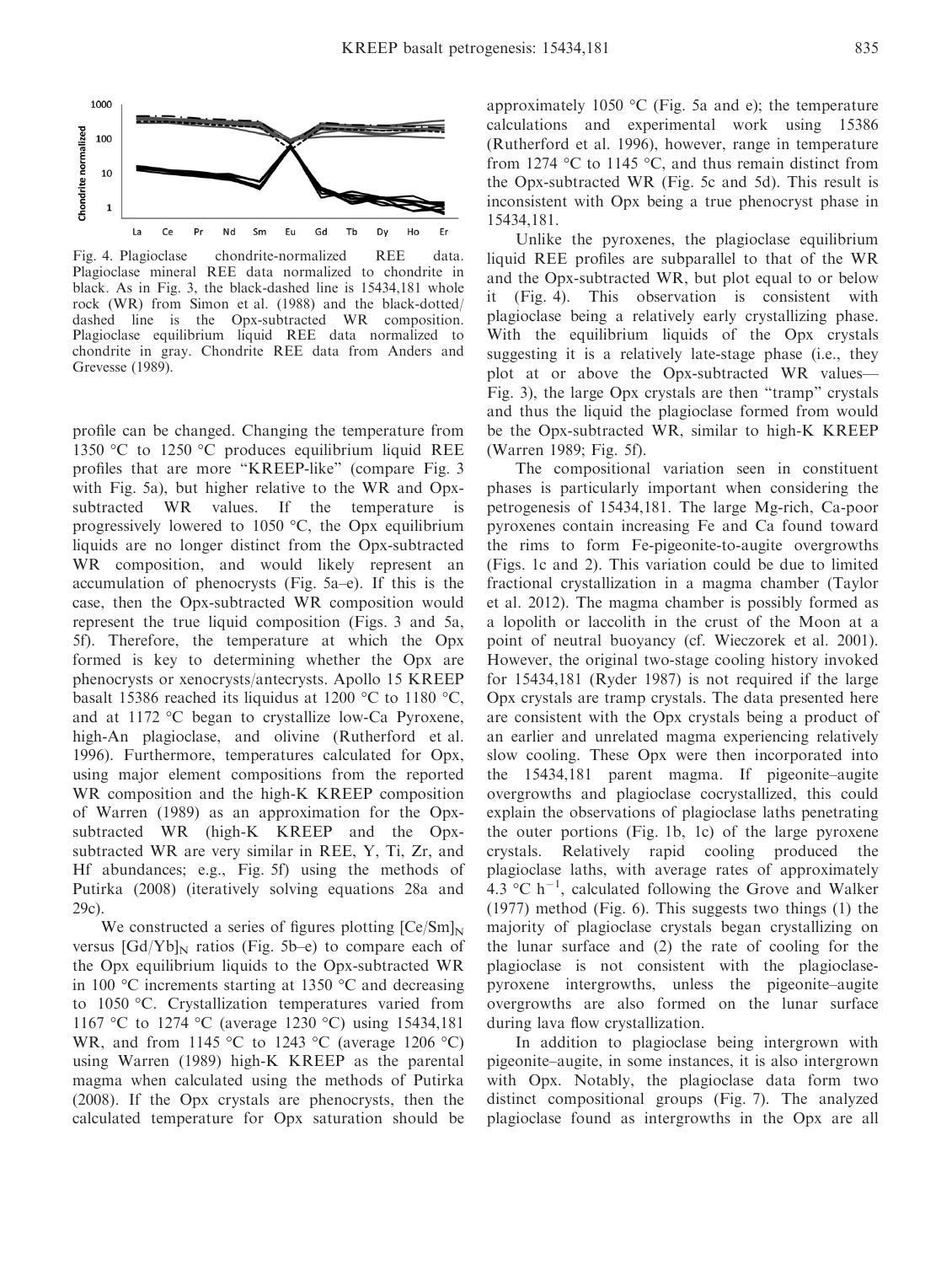Fig. 4. Plagioclase chondrite-normalized REE data. Plagioclase mineral REE data normalized to chondrite in black. As in Fig. 3, the black-dashed line is 15434,181 whole rock (WR) from Simon et al. (1988) and the black-dotted/dashed line is the Opx-subtracted WR composition. Plagioclase equilibrium liquid REE data normalized to chondrite in gray. Chondrite REE data from Anders and Grevesse (1989).

profile can be changed. Changing the temperature from 1350 °C to 1250 °C produces equilibrium liquid REE profiles that are more "KREEP-like" (compare Fig. 3 with Fig. 5a), but higher relative to the WR and Opx-subtracted WR values. If the temperature is progressively lowered to 1050 °C, the Opx equilibrium liquids are no longer distinct from the Opx-subtracted WR composition, and would likely represent an accumulation of phenocrysts (Fig. 5a–e). If this is the case, then the Opx-subtracted WR composition would represent the true liquid composition (Figs. 3 and 5a, 5f). Therefore, the temperature at which the Opx formed is key to determining whether the Opx are phenocrysts or xenocrysts/antecrysts. Apollo 15 KREEP basalt 15386 reached its liquidus at 1200 °C to 1180 °C, and at 1172 °C began to crystallize low-Ca Pyroxene, high-An plagioclase, and olivine (Rutherford et al. 1996). Furthermore, temperatures calculated for Opx, using major element compositions from the reported WR composition and the high-K KREEP composition of Warren (1989) as an approximation for the Opx-subtracted WR (high-K KREEP and the Opx-subtracted WR are very similar in REE, Y, Ti, Zr, and Hf abundances; e.g., Fig. 5f) using the methods of Putirka (2008) (iteratively solving equations 28a and 29c).

We constructed a series of figures plotting $[Ce/Sm]_N$ versus $[Gd/Yb]_N$ ratios (Fig. 5b–e) to compare each of the Opx equilibrium liquids to the Opx-subtracted WR in 100 °C increments starting at 1350 °C and decreasing to 1050 °C. Crystallization temperatures varied from 1167 °C to 1274 °C (average 1230 °C) using 15434,181 WR, and from 1145 °C to 1243 °C (average 1206 °C) using Warren (1989) high-K KREEP as the parental magma when calculated using the methods of Putirka (2008). If the Opx crystals are phenocrysts, then the calculated temperature for Opx saturation should be approximately 1050 °C (Fig. 5a and e); the temperature calculations and experimental work using 15386 (Rutherford et al. 1996), however, range in temperature from 1274 °C to 1145 °C, and thus remain distinct from the Opx-subtracted WR (Fig. 5c and 5d). This result is inconsistent with Opx being a true phenocryst phase in 15434,181.

Unlike the pyroxenes, the plagioclase equilibrium liquid REE profiles are subparallel to that of the WR and the Opx-subtracted WR, but plot equal to or below it (Fig. 4). This observation is consistent with plagioclase being a relatively early crystallizing phase. With the equilibrium liquids of the Opx crystals suggesting it is a relatively late-stage phase (i.e., they plot at or above the Opx-subtracted WR values—Fig. 3), the large Opx crystals are then "tramp" crystals and thus the liquid the plagioclase formed from would be the Opx-subtracted WR, similar to high-K KREEP (Warren 1989; Fig. 5f).

The compositional variation seen in constituent phases is particularly important when considering the petrogenesis of 15434,181. The large Mg-rich, Ca-poor pyroxenes contain increasing Fe and Ca found toward the rims to form Fe-pigeonite-to-augite overgrowths (Figs. 1c and 2). This variation could be due to limited fractional crystallization in a magma chamber (Taylor et al. 2012). The magma chamber is possibly formed as a lopolith or laccolith in the crust of the Moon at a point of neutral buoyancy (cf. Wieczorek et al. 2001). However, the original two-stage cooling history invoked for 15434,181 (Ryder 1987) is not required if the large Opx crystals are tramp crystals. The data presented here are consistent with the Opx crystals being a product of an earlier and unrelated magma experiencing relatively slow cooling. These Opx were then incorporated into the 15434,181 parent magma. If pigeonite–augite overgrowths and plagioclase cocrystallized, this could explain the observations of plagioclase laths penetrating the outer portions (Fig. 1b, 1c) of the large pyroxene crystals. Relatively rapid cooling produced the plagioclase laths, with average rates of approximately 4.3 °C $h^{-1}$, calculated following the Grove and Walker (1977) method (Fig. 6). This suggests two things (1) the majority of plagioclase crystals began crystallizing on the lunar surface and (2) the rate of cooling for the plagioclase is not consistent with the plagioclase-pyroxene intergrowths, unless the pigeonite–augite overgrowths are also formed on the lunar surface during lava flow crystallization.

In addition to plagioclase being intergrown with pigeonite–augite, in some instances, it is also intergrown with Opx. Notably, the plagioclase data form two distinct compositional groups (Fig. 7). The analyzed plagioclase found as intergrowths in the Opx are all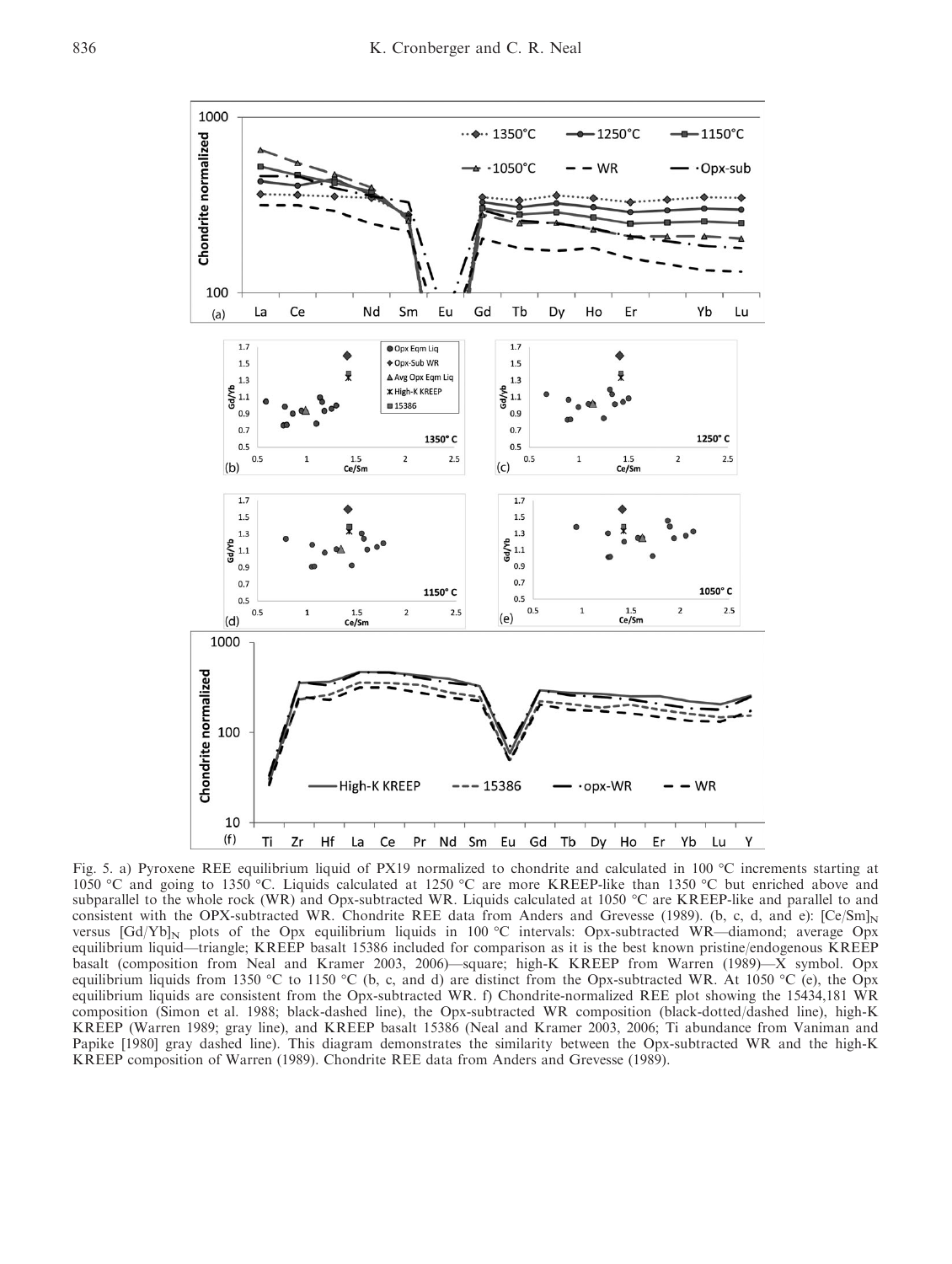Fig. 5. a) Pyroxene REE equilibrium liquid of PX19 normalized to chondrite and calculated in 100 °C increments starting at 1050 °C and going to 1350 °C. Liquids calculated at 1250 °C are more KREEP-like than 1350 °C but enriched above and subparallel to the whole rock (WR) and Opx-subtracted WR. Liquids calculated at 1050 °C are KREEP-like and parallel to and consistent with the OPX-subtracted WR. Chondrite REE data from Anders and Grevesse (1989). (b, c, d, and e): $[Ce/Sm]_N$ versus $[Gd/Yb]_N$ plots of the Opx equilibrium liquids in 100 °C intervals: Opx-subtracted WR—diamond; average Opx equilibrium liquid—triangle; KREEP basalt 15386 included for comparison as it is the best known pristine/endogenous KREEP basalt (composition from Neal and Kramer 2003, 2006)—square; high-K KREEP from Warren (1989)—X symbol. Opx equilibrium liquids from 1350 °C to 1150 °C (b, c, and d) are distinct from the Opx-subtracted WR. At 1050 °C (e), the Opx equilibrium liquids are consistent from the Opx-subtracted WR. f) Chondrite-normalized REE plot showing the 15434,181 WR composition (Simon et al. 1988; black-dashed line), the Opx-subtracted WR composition (black-dotted/dashed line), high-K KREEP (Warren 1989; gray line), and KREEP basalt 15386 (Neal and Kramer 2003, 2006; Ti abundance from Vaniman and Papike [1980] gray dashed line). This diagram demonstrates the similarity between the Opx-subtracted WR and the high-K KREEP composition of Warren (1989). Chondrite REE data from Anders and Grevesse (1989).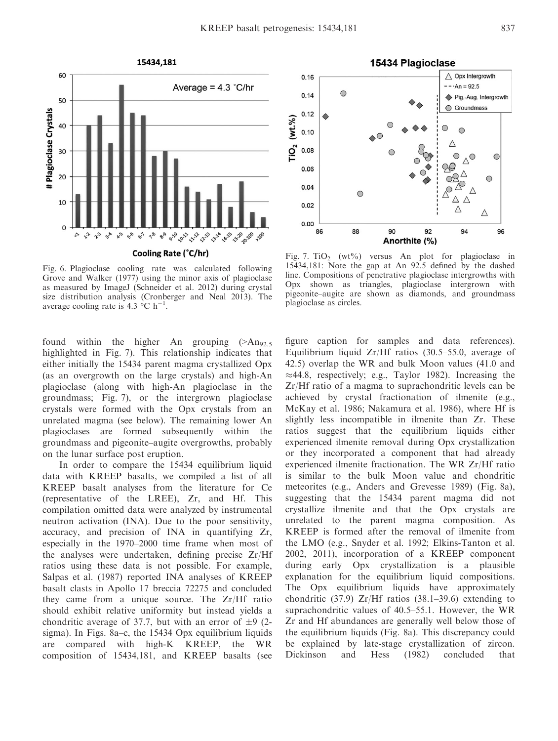Fig. 6. Plagioclase cooling rate was calculated following Grove and Walker (1977) using the minor axis of plagioclase as measured by ImageJ (Schneider et al. 2012) during crystal size distribution analysis (Cronberger and Neal 2013). The average cooling rate is 4.3 °C $h^{-1}$.

Fig. 7. $TiO_2$ (wt%) versus An plot for plagioclase in 15434,181: Note the gap at An 92.5 defined by the dashed line. Compositions of penetrative plagioclase intergrowths with Opx shown as triangles, plagioclase intergrown with pigeonite–augite are shown as diamonds, and groundmass plagioclase as circles.

found within the higher An grouping ($>An_{92.5}$ highlighted in Fig. 7). This relationship indicates that either initially the 15434 parent magma crystallized Opx (as an overgrowth on the large crystals) and high-An plagioclase (along with high-An plagioclase in the groundmass; Fig. 7), or the intergrown plagioclase crystals were formed with the Opx crystals from an unrelated magma (see below). The remaining lower An plagioclases are formed subsequently within the groundmass and pigeonite–augite overgrowths, probably on the lunar surface post eruption.

In order to compare the 15434 equilibrium liquid data with KREEP basalts, we compiled a list of all KREEP basalt analyses from the literature for Ce (representative of the LREE), Zr, and Hf. This compilation omitted data were analyzed by instrumental neutron activation (INA). Due to the poor sensitivity, accuracy, and precision of INA in quantifying Zr, especially in the 1970–2000 time frame when most of the analyses were undertaken, defining precise Zr/Hf ratios using these data is not possible. For example, Salpas et al. (1987) reported INA analyses of KREEP basalt clasts in Apollo 17 breccia 72275 and concluded they came from a unique source. The Zr/Hf ratio should exhibit relative uniformity but instead yields a chondritic average of 37.7, but with an error of ±9 (2-sigma). In Figs. 8a–c, the 15434 Opx equilibrium liquids are compared with high-K KREEP, the WR composition of 15434,181, and KREEP basalts (see figure caption for samples and data references). Equilibrium liquid Zr/Hf ratios (30.5–55.0, average of 42.5) overlap the WR and bulk Moon values (41.0 and ≈44.8, respectively; e.g., Taylor 1982). Increasing the Zr/Hf ratio of a magma to suprachondritic levels can be achieved by crystal fractionation of ilmenite (e.g., McKay et al. 1986; Nakamura et al. 1986), where Hf is slightly less incompatible in ilmenite than Zr. These ratios suggest that the equilibrium liquids either experienced ilmenite removal during Opx crystallization or they incorporated a component that had already experienced ilmenite fractionation. The WR Zr/Hf ratio is similar to the bulk Moon value and chondritic meteorites (e.g., Anders and Grevesse 1989) (Fig. 8a), suggesting that the 15434 parent magma did not crystallize ilmenite and that the Opx crystals are unrelated to the parent magma composition. As KREEP is formed after the removal of ilmenite from the LMO (e.g., Snyder et al. 1992; Elkins-Tanton et al. 2002, 2011), incorporation of a KREEP component during early Opx crystallization is a plausible explanation for the equilibrium liquid compositions. The Opx equilibrium liquids have approximately chondritic (37.9) Zr/Hf ratios (38.1–39.6) extending to suprachondritic values of 40.5–55.1. However, the WR Zr and Hf abundances are generally well below those of the equilibrium liquids (Fig. 8a). This discrepancy could be explained by late-stage crystallization of zircon. Dickinson and Hess (1982) concluded that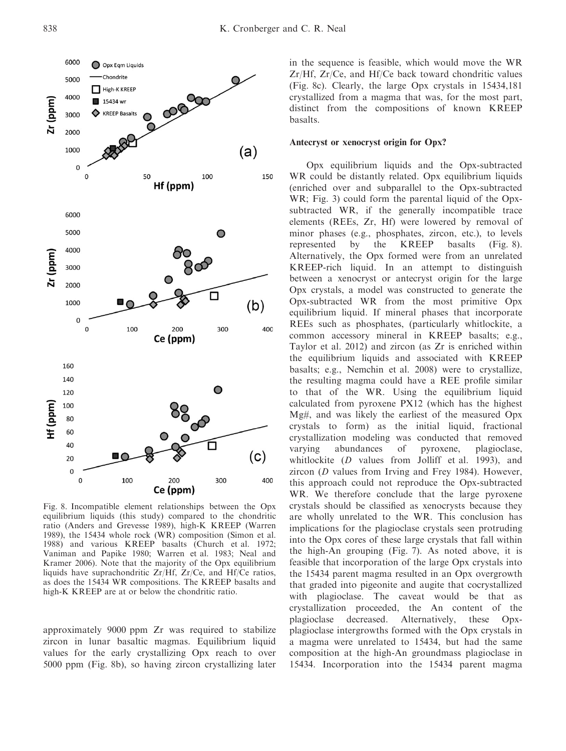Fig. 8. Incompatible element relationships between the Opx equilibrium liquids (this study) compared to the chondritic ratio (Anders and Grevesse 1989), high-K KREEP (Warren 1989), the 15434 whole rock (WR) composition (Simon et al. 1988) and various KREEP basalts (Church et al. 1972; Vaniman and Papike 1980; Warren et al. 1983; Neal and Kramer 2006). Note that the majority of the Opx equilibrium liquids have suprachondritic Zr/Hf, Zr/Ce, and Hf/Ce ratios, as does the 15434 WR compositions. The KREEP basalts and high-K KREEP are at or below the chondritic ratio.

approximately 9000 ppm Zr was required to stabilize zircon in lunar basaltic magmas. Equilibrium liquid values for the early crystallizing Opx reach to over 5000 ppm (Fig. 8b), so having zircon crystallizing later in the sequence is feasible, which would move the WR Zr/Hf, Zr/Ce, and Hf/Ce back toward chondritic values (Fig. 8c). Clearly, the large Opx crystals in 15434,181 crystallized from a magma that was, for the most part, distinct from the compositions of known KREEP basalts.

### Antecryst or xenocryst origin for Opx?

Opx equilibrium liquids and the Opx-subtracted WR could be distantly related. Opx equilibrium liquids (enriched over and subparallel to the Opx-subtracted WR; Fig. 3) could form the parental liquid of the Opx-subtracted WR, if the generally incompatible trace elements (REEs, Zr, Hf) were lowered by removal of minor phases (e.g., phosphates, zircon, etc.), to levels represented by the KREEP basalts (Fig. 8). Alternatively, the Opx formed were from an unrelated KREEP-rich liquid. In an attempt to distinguish between a xenocryst or antecryst origin for the large Opx crystals, a model was constructed to generate the Opx-subtracted WR from the most primitive Opx equilibrium liquid. If mineral phases that incorporate REEs such as phosphates, (particularly whitlockite, a common accessory mineral in KREEP basalts; e.g., Taylor et al. 2012) and zircon (as Zr is enriched within the equilibrium liquids and associated with KREEP basalts; e.g., Nemchin et al. 2008) were to crystallize, the resulting magma could have a REE profile similar to that of the WR. Using the equilibrium liquid calculated from pyroxene PX12 (which has the highest Mg#, and was likely the earliest of the measured Opx crystals to form) as the initial liquid, fractional crystallization modeling was conducted that removed varying abundances of pyroxene, plagioclase, whitlockite (*D* values from Jolliff et al. 1993), and zircon (*D* values from Irving and Frey 1984). However, this approach could not reproduce the Opx-subtracted WR. We therefore conclude that the large pyroxene crystals should be classified as xenocrysts because they are wholly unrelated to the WR. This conclusion has implications for the plagioclase crystals seen protruding into the Opx cores of these large crystals that fall within the high-An grouping (Fig. 7). As noted above, it is feasible that incorporation of the large Opx crystals into the 15434 parent magma resulted in an Opx overgrowth that graded into pigeonite and augite that cocrystallized with plagioclase. The caveat would be that as crystallization proceeded, the An content of the plagioclase decreased. Alternatively, these Opx-plagioclase intergrowths formed with the Opx crystals in a magma were unrelated to 15434, but had the same composition at the high-An groundmass plagioclase in 15434. Incorporation into the 15434 parent magma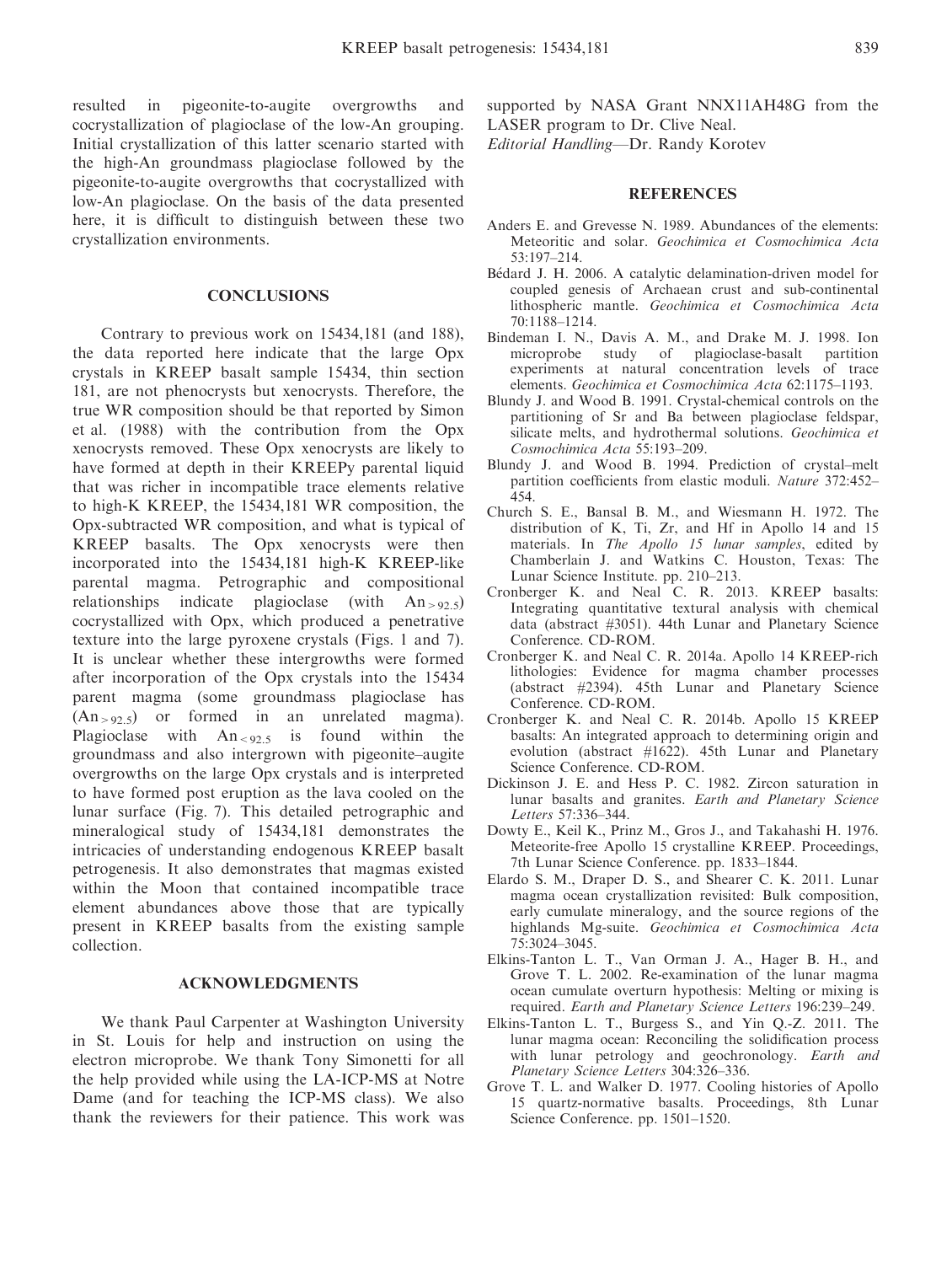resulted in pigeonite-to-augite overgrowths and cocrystallization of plagioclase of the low-An grouping. Initial crystallization of this latter scenario started with the high-An groundmass plagioclase followed by the pigeonite-to-augite overgrowths that cocrystallized with low-An plagioclase. On the basis of the data presented here, it is difficult to distinguish between these two crystallization environments.

## CONCLUSIONS

Contrary to previous work on 15434,181 (and 188), the data reported here indicate that the large Opx crystals in KREEP basalt sample 15434, thin section 181, are not phenocrysts but xenocrysts. Therefore, the true WR composition should be that reported by Simon et al. (1988) with the contribution from the Opx xenocrysts removed. These Opx xenocrysts are likely to have formed at depth in their KREEPy parental liquid that was richer in incompatible trace elements relative to high-K KREEP, the 15434,181 WR composition, the Opx-subtracted WR composition, and what is typical of KREEP basalts. The Opx xenocrysts were then incorporated into the 15434,181 high-K KREEP-like parental magma. Petrographic and compositional relationships indicate plagioclase (with $An_{>92.5}$) cocrystallized with Opx, which produced a penetrative texture into the large pyroxene crystals (Figs. 1 and 7). It is unclear whether these intergrowths were formed after incorporation of the Opx crystals into the 15434 parent magma (some groundmass plagioclase has ($An_{>92.5}$) or formed in an unrelated magma). Plagioclase with $An_{<92.5}$ is found within the groundmass and also intergrown with pigeonite–augite overgrowths on the large Opx crystals and is interpreted to have formed post eruption as the lava cooled on the lunar surface (Fig. 7). This detailed petrographic and mineralogical study of 15434,181 demonstrates the intricacies of understanding endogenous KREEP basalt petrogenesis. It also demonstrates that magmas existed within the Moon that contained incompatible trace element abundances above those that are typically present in KREEP basalts from the existing sample collection.

## ACKNOWLEDGMENTS

We thank Paul Carpenter at Washington University in St. Louis for help and instruction on using the electron microprobe. We thank Tony Simonetti for all the help provided while using the LA-ICP-MS at Notre Dame (and for teaching the ICP-MS class). We also thank the reviewers for their patience. This work was supported by NASA Grant NNX11AH48G from the LASER program to Dr. Clive Neal.

*Editorial Handling*—Dr. Randy Korotev

## REFERENCES

Anders E. and Grevesse N. 1989. Abundances of the elements: Meteoritic and solar. *Geochimica et Cosmochimica Acta* 53:197–214.

Bédard J. H. 2006. A catalytic delamination-driven model for coupled genesis of Archaean crust and sub-continental lithospheric mantle. *Geochimica et Cosmochimica Acta* 70:1188–1214.

Bindeman I. N., Davis A. M., and Drake M. J. 1998. Ion microprobe study of plagioclase-basalt partition experiments at natural concentration levels of trace elements. *Geochimica et Cosmochimica Acta* 62:1175–1193.

Blundy J. and Wood B. 1991. Crystal-chemical controls on the partitioning of Sr and Ba between plagioclase feldspar, silicate melts, and hydrothermal solutions. *Geochimica et Cosmochimica Acta* 55:193–209.

Blundy J. and Wood B. 1994. Prediction of crystal–melt partition coefficients from elastic moduli. *Nature* 372:452–454.

Church S. E., Bansal B. M., and Wiesmann H. 1972. The distribution of K, Ti, Zr, and Hf in Apollo 14 and 15 materials. In *The Apollo 15 lunar samples*, edited by Chamberlain J. and Watkins C. Houston, Texas: The Lunar Science Institute. pp. 210–213.

Cronberger K. and Neal C. R. 2013. KREEP basalts: Integrating quantitative textural analysis with chemical data (abstract #3051). 44th Lunar and Planetary Science Conference. CD-ROM.

Cronberger K. and Neal C. R. 2014a. Apollo 14 KREEP-rich lithologies: Evidence for magma chamber processes (abstract #2394). 45th Lunar and Planetary Science Conference. CD-ROM.

Cronberger K. and Neal C. R. 2014b. Apollo 15 KREEP basalts: An integrated approach to determining origin and evolution (abstract #1622). 45th Lunar and Planetary Science Conference. CD-ROM.

Dickinson J. E. and Hess P. C. 1982. Zircon saturation in lunar basalts and granites. *Earth and Planetary Science Letters* 57:336–344.

Dowty E., Keil K., Prinz M., Gros J., and Takahashi H. 1976. Meteorite-free Apollo 15 crystalline KREEP. Proceedings, 7th Lunar Science Conference. pp. 1833–1844.

Elardo S. M., Draper D. S., and Shearer C. K. 2011. Lunar magma ocean crystallization revisited: Bulk composition, early cumulate mineralogy, and the source regions of the highlands Mg-suite. *Geochimica et Cosmochimica Acta* 75:3024–3045.

Elkins-Tanton L. T., Van Orman J. A., Hager B. H., and Grove T. L. 2002. Re-examination of the lunar magma ocean cumulate overturn hypothesis: Melting or mixing is required. *Earth and Planetary Science Letters* 196:239–249.

Elkins-Tanton L. T., Burgess S., and Yin Q.-Z. 2011. The lunar magma ocean: Reconciling the solidification process with lunar petrology and geochronology. *Earth and Planetary Science Letters* 304:326–336.

Grove T. L. and Walker D. 1977. Cooling histories of Apollo 15 quartz-normative basalts. Proceedings, 8th Lunar Science Conference. pp. 1501–1520.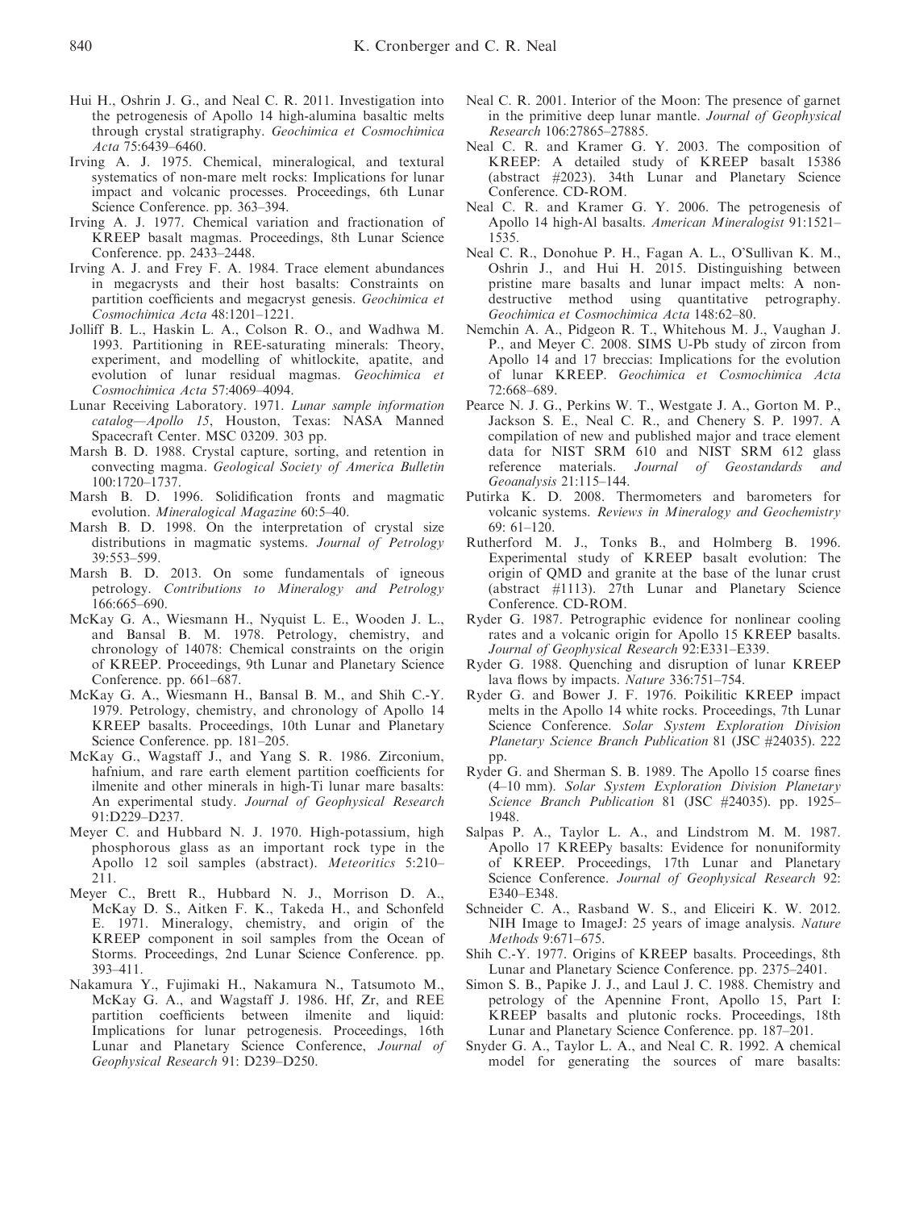Hui H., Oshrin J. G., and Neal C. R. 2011. Investigation into the petrogenesis of Apollo 14 high-alumina basaltic melts through crystal stratigraphy. *Geochimica et Cosmochimica Acta* 75:6439–6460.

Irving A. J. 1975. Chemical, mineralogical, and textural systematics of non-mare melt rocks: Implications for lunar impact and volcanic processes. Proceedings, 6th Lunar Science Conference. pp. 363–394.

Irving A. J. 1977. Chemical variation and fractionation of KREEP basalt magmas. Proceedings, 8th Lunar Science Conference. pp. 2433–2448.

Irving A. J. and Frey F. A. 1984. Trace element abundances in megacrysts and their host basalts: Constraints on partition coefficients and megacryst genesis. *Geochimica et Cosmochimica Acta* 48:1201–1221.

Jolliff B. L., Haskin L. A., Colson R. O., and Wadhwa M. 1993. Partitioning in REE-saturating minerals: Theory, experiment, and modelling of whitlockite, apatite, and evolution of lunar residual magmas. *Geochimica et Cosmochimica Acta* 57:4069–4094.

Lunar Receiving Laboratory. 1971. *Lunar sample information catalog—Apollo 15*, Houston, Texas: NASA Manned Spacecraft Center. MSC 03209. 303 pp.

Marsh B. D. 1988. Crystal capture, sorting, and retention in convecting magma. *Geological Society of America Bulletin* 100:1720–1737.

Marsh B. D. 1996. Solidification fronts and magmatic evolution. *Mineralogical Magazine* 60:5–40.

Marsh B. D. 1998. On the interpretation of crystal size distributions in magmatic systems. *Journal of Petrology* 39:553–599.

Marsh B. D. 2013. On some fundamentals of igneous petrology. *Contributions to Mineralogy and Petrology* 166:665–690.

McKay G. A., Wiesmann H., Nyquist L. E., Wooden J. L., and Bansal B. M. 1978. Petrology, chemistry, and chronology of 14078: Chemical constraints on the origin of KREEP. Proceedings, 9th Lunar and Planetary Science Conference. pp. 661–687.

McKay G. A., Wiesmann H., Bansal B. M., and Shih C.-Y. 1979. Petrology, chemistry, and chronology of Apollo 14 KREEP basalts. Proceedings, 10th Lunar and Planetary Science Conference. pp. 181–205.

McKay G., Wagstaff J., and Yang S. R. 1986. Zirconium, hafnium, and rare earth element partition coefficients for ilmenite and other minerals in high-Ti lunar mare basalts: An experimental study. *Journal of Geophysical Research* 91:D229–D237.

Meyer C. and Hubbard N. J. 1970. High-potassium, high phosphorous glass as an important rock type in the Apollo 12 soil samples (abstract). *Meteoritics* 5:210–211.

Meyer C., Brett R., Hubbard N. J., Morrison D. A., McKay D. S., Aitken F. K., Takeda H., and Schonfeld E. 1971. Mineralogy, chemistry, and origin of the KREEP component in soil samples from the Ocean of Storms. Proceedings, 2nd Lunar Science Conference. pp. 393–411.

Nakamura Y., Fujimaki H., Nakamura N., Tatsumoto M., McKay G. A., and Wagstaff J. 1986. Hf, Zr, and REE partition coefficients between ilmenite and liquid: Implications for lunar petrogenesis. Proceedings, 16th Lunar and Planetary Science Conference, *Journal of Geophysical Research* 91: D239–D250.

Neal C. R. 2001. Interior of the Moon: The presence of garnet in the primitive deep lunar mantle. *Journal of Geophysical Research* 106:27865–27885.

Neal C. R. and Kramer G. Y. 2003. The composition of KREEP: A detailed study of KREEP basalt 15386 (abstract #2023). 34th Lunar and Planetary Science Conference. CD-ROM.

Neal C. R. and Kramer G. Y. 2006. The petrogenesis of Apollo 14 high-Al basalts. *American Mineralogist* 91:1521–1535.

Neal C. R., Donohue P. H., Fagan A. L., O'Sullivan K. M., Oshrin J., and Hui H. 2015. Distinguishing between pristine mare basalts and lunar impact melts: A non-destructive method using quantitative petrography. *Geochimica et Cosmochimica Acta* 148:62–80.

Nemchin A. A., Pidgeon R. T., Whitehous M. J., Vaughan J. P., and Meyer C. 2008. SIMS U-Pb study of zircon from Apollo 14 and 17 breccias: Implications for the evolution of lunar KREEP. *Geochimica et Cosmochimica Acta* 72:668–689.

Pearce N. J. G., Perkins W. T., Westgate J. A., Gorton M. P., Jackson S. E., Neal C. R., and Chenery S. P. 1997. A compilation of new and published major and trace element data for NIST SRM 610 and NIST SRM 612 glass reference materials. *Journal of Geostandards and Geoanalysis* 21:115–144.

Putirka K. D. 2008. Thermometers and barometers for volcanic systems. *Reviews in Mineralogy and Geochemistry* 69: 61–120.

Rutherford M. J., Tonks B., and Holmberg B. 1996. Experimental study of KREEP basalt evolution: The origin of QMD and granite at the base of the lunar crust (abstract #1113). 27th Lunar and Planetary Science Conference. CD-ROM.

Ryder G. 1987. Petrographic evidence for nonlinear cooling rates and a volcanic origin for Apollo 15 KREEP basalts. *Journal of Geophysical Research* 92:E331–E339.

Ryder G. 1988. Quenching and disruption of lunar KREEP lava flows by impacts. *Nature* 336:751–754.

Ryder G. and Bower J. F. 1976. Poikilitic KREEP impact melts in the Apollo 14 white rocks. Proceedings, 7th Lunar Science Conference. *Solar System Exploration Division Planetary Science Branch Publication* 81 (JSC #24035). 222 pp.

Ryder G. and Sherman S. B. 1989. The Apollo 15 coarse fines (4–10 mm). *Solar System Exploration Division Planetary Science Branch Publication* 81 (JSC #24035). pp. 1925–1948.

Salpas P. A., Taylor L. A., and Lindstrom M. M. 1987. Apollo 17 KREEPy basalts: Evidence for nonuniformity of KREEP. Proceedings, 17th Lunar and Planetary Science Conference. *Journal of Geophysical Research* 92: E340–E348.

Schneider C. A., Rasband W. S., and Eliceiri K. W. 2012. NIH Image to ImageJ: 25 years of image analysis. *Nature Methods* 9:671–675.

Shih C.-Y. 1977. Origins of KREEP basalts. Proceedings, 8th Lunar and Planetary Science Conference. pp. 2375–2401.

Simon S. B., Papike J. J., and Laul J. C. 1988. Chemistry and petrology of the Apennine Front, Apollo 15, Part I: KREEP basalts and plutonic rocks. Proceedings, 18th Lunar and Planetary Science Conference. pp. 187–201.

Snyder G. A., Taylor L. A., and Neal C. R. 1992. A chemical model for generating the sources of mare basalts: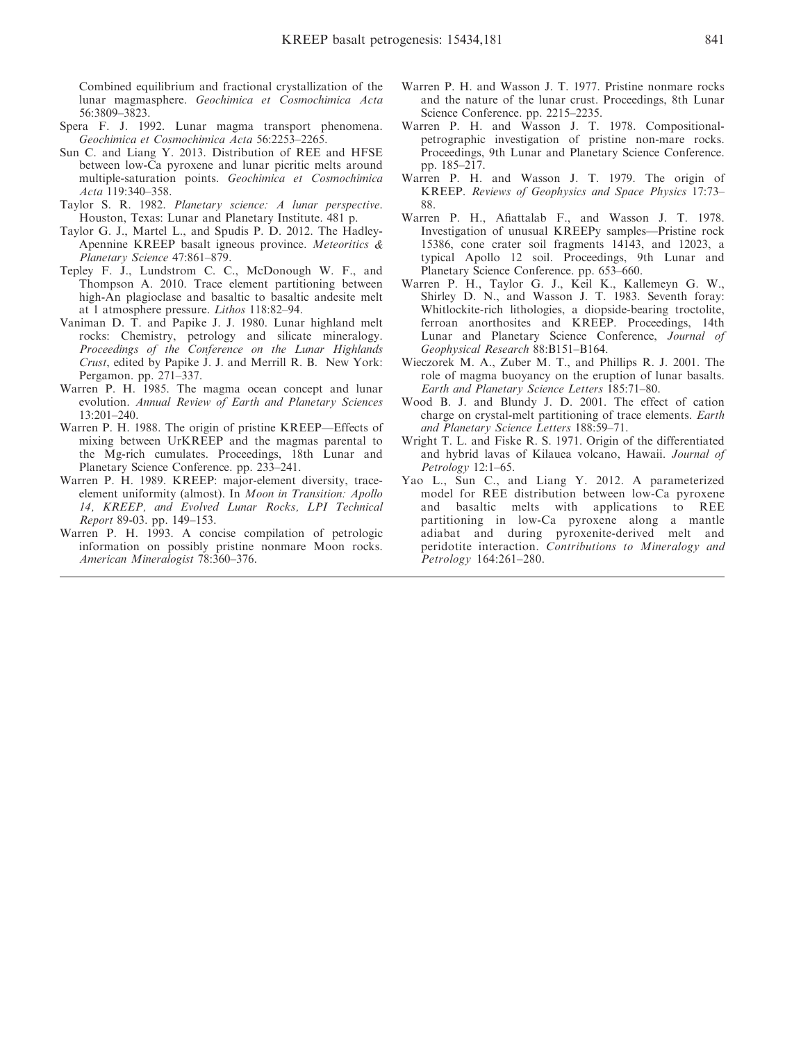Combined equilibrium and fractional crystallization of the lunar magmasphere. *Geochimica et Cosmochimica Acta* 56:3809–3823.

Spera F. J. 1992. Lunar magma transport phenomena. *Geochimica et Cosmochimica Acta* 56:2253–2265.

Sun C. and Liang Y. 2013. Distribution of REE and HFSE between low-Ca pyroxene and lunar picritic melts around multiple-saturation points. *Geochimica et Cosmochimica Acta* 119:340–358.

Taylor S. R. 1982. *Planetary science: A lunar perspective*. Houston, Texas: Lunar and Planetary Institute. 481 p.

Taylor G. J., Martel L., and Spudis P. D. 2012. The Hadley-Apennine KREEP basalt igneous province. *Meteoritics & Planetary Science* 47:861–879.

Tepley F. J., Lundstrom C. C., McDonough W. F., and Thompson A. 2010. Trace element partitioning between high-An plagioclase and basaltic to basaltic andesite melt at 1 atmosphere pressure. *Lithos* 118:82–94.

Vaniman D. T. and Papike J. J. 1980. Lunar highland melt rocks: Chemistry, petrology and silicate mineralogy. *Proceedings of the Conference on the Lunar Highlands Crust*, edited by Papike J. J. and Merrill R. B. New York: Pergamon. pp. 271–337.

Warren P. H. 1985. The magma ocean concept and lunar evolution. *Annual Review of Earth and Planetary Sciences* 13:201–240.

Warren P. H. 1988. The origin of pristine KREEP—Effects of mixing between UrKREEP and the magmas parental to the Mg-rich cumulates. Proceedings, 18th Lunar and Planetary Science Conference. pp. 233–241.

Warren P. H. 1989. KREEP: major-element diversity, trace-element uniformity (almost). In *Moon in Transition: Apollo 14, KREEP, and Evolved Lunar Rocks, LPI Technical Report* 89-03. pp. 149–153.

Warren P. H. 1993. A concise compilation of petrologic information on possibly pristine nonmare Moon rocks. *American Mineralogist* 78:360–376.

Warren P. H. and Wasson J. T. 1977. Pristine nonmare rocks and the nature of the lunar crust. Proceedings, 8th Lunar Science Conference. pp. 2215–2235.

Warren P. H. and Wasson J. T. 1978. Compositional-petrographic investigation of pristine non-mare rocks. Proceedings, 9th Lunar and Planetary Science Conference. pp. 185–217.

Warren P. H. and Wasson J. T. 1979. The origin of KREEP. *Reviews of Geophysics and Space Physics* 17:73–88.

Warren P. H., Afiattalab F., and Wasson J. T. 1978. Investigation of unusual KREEPy samples—Pristine rock 15386, cone crater soil fragments 14143, and 12023, a typical Apollo 12 soil. Proceedings, 9th Lunar and Planetary Science Conference. pp. 653–660.

Warren P. H., Taylor G. J., Keil K., Kallemeyn G. W., Shirley D. N., and Wasson J. T. 1983. Seventh foray: Whitlockite-rich lithologies, a diopside-bearing troctolite, ferroan anorthosites and KREEP. Proceedings, 14th Lunar and Planetary Science Conference, *Journal of Geophysical Research* 88:B151–B164.

Wieczorek M. A., Zuber M. T., and Phillips R. J. 2001. The role of magma buoyancy on the eruption of lunar basalts. *Earth and Planetary Science Letters* 185:71–80.

Wood B. J. and Blundy J. D. 2001. The effect of cation charge on crystal-melt partitioning of trace elements. *Earth and Planetary Science Letters* 188:59–71.

Wright T. L. and Fiske R. S. 1971. Origin of the differentiated and hybrid lavas of Kilauea volcano, Hawaii. *Journal of Petrology* 12:1–65.

Yao L., Sun C., and Liang Y. 2012. A parameterized model for REE distribution between low-Ca pyroxene and basaltic melts with applications to REE partitioning in low-Ca pyroxene along a mantle adiabat and during pyroxenite-derived melt and peridotite interaction. *Contributions to Mineralogy and Petrology* 164:261–280.